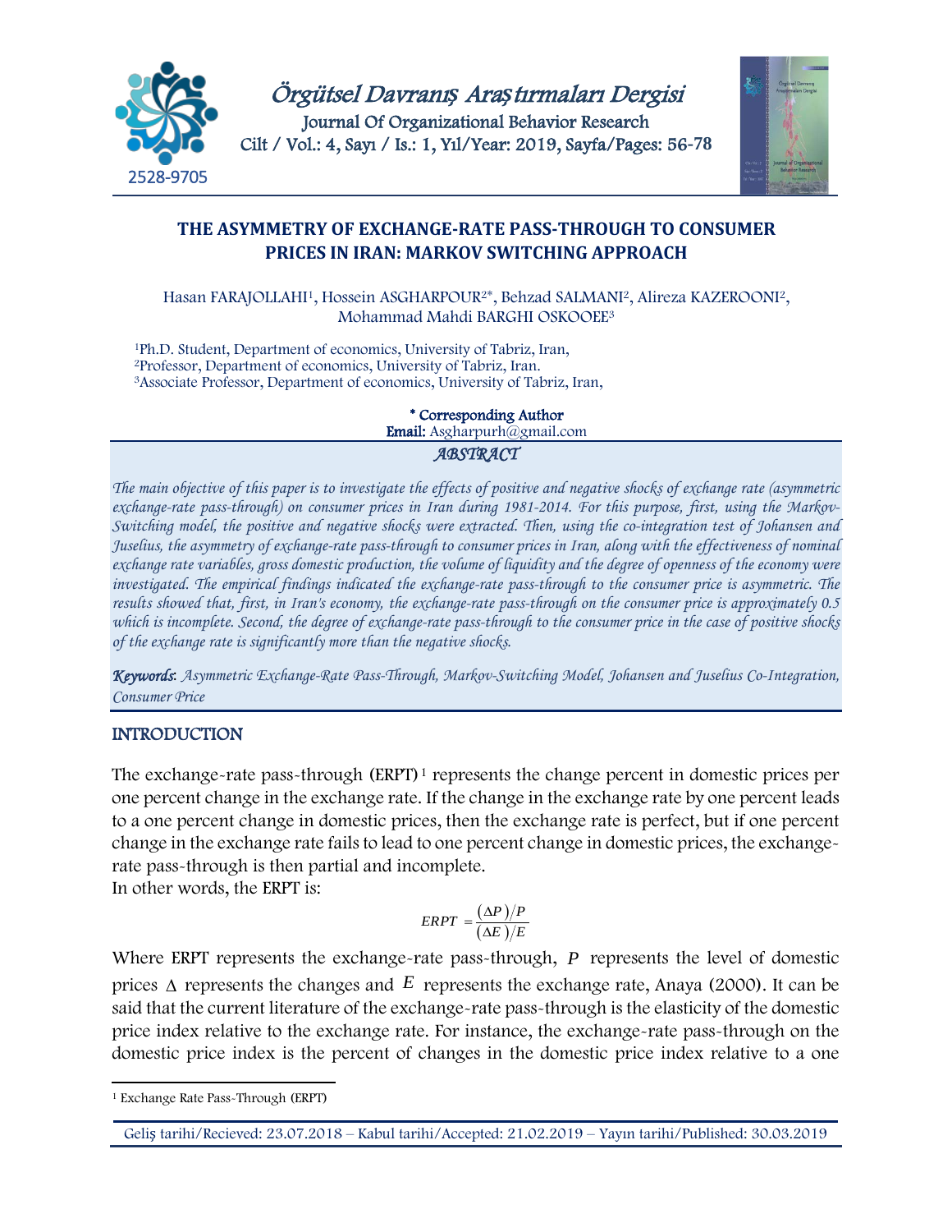# THE ASYMMETRY OF EXCHANGE-RATE PASS-THROUGH TO CONSUMER PRICES IN IRAN: MARKOV SWITCHING APPROACH

Hasan FARAJOLLAHI[1], Hossein ASGHARPOUR[2*], Behzad SALMANI[2], Alireza KAZEROONI[2], Mohammad Mahdi BARGHI OSKOOEE[3]

[1]Ph.D. Student, Department of economics, University of Tabriz, Iran,
[2]Professor, Department of economics, University of Tabriz, Iran.
[3]Associate Professor, Department of economics, University of Tabriz, Iran,

**\* Corresponding Author**
**Email:** Asgharpurh@gmail.com

## *ABSTRACT*

*The main objective of this paper is to investigate the effects of positive and negative shocks of exchange rate (asymmetric exchange-rate pass-through) on consumer prices in Iran during 1981-2014. For this purpose, first, using the Markov-Switching model, the positive and negative shocks were extracted. Then, using the co-integration test of Johansen and Juselius, the asymmetry of exchange-rate pass-through to consumer prices in Iran, along with the effectiveness of nominal exchange rate variables, gross domestic production, the volume of liquidity and the degree of openness of the economy were investigated. The empirical findings indicated the exchange-rate pass-through to the consumer price is asymmetric. The results showed that, first, in Iran's economy, the exchange-rate pass-through on the consumer price is approximately 0.5 which is incomplete. Second, the degree of exchange-rate pass-through to the consumer price in the case of positive shocks of the exchange rate is significantly more than the negative shocks.*

***Keywords**: Asymmetric Exchange-Rate Pass-Through, Markov-Switching Model, Johansen and Juselius Co-Integration, Consumer Price*

## INTRODUCTION

The exchange-rate pass-through (ERPT)[1] represents the change percent in domestic prices per one percent change in the exchange rate. If the change in the exchange rate by one percent leads to a one percent change in domestic prices, then the exchange rate is perfect, but if one percent change in the exchange rate fails to lead to one percent change in domestic prices, the exchange-rate pass-through is then partial and incomplete.
In other words, the ERPT is:

$$ERPT = \frac{(\Delta P)/P}{(\Delta E)/E}$$

Where ERPT represents the exchange-rate pass-through, $P$ represents the level of domestic prices $\Delta$ represents the changes and $E$ represents the exchange rate, Anaya (2000). It can be said that the current literature of the exchange-rate pass-through is the elasticity of the domestic price index relative to the exchange rate. For instance, the exchange-rate pass-through on the domestic price index is the percent of changes in the domestic price index relative to a one

[1] Exchange Rate Pass-Through (ERPT)

Geliş tarihi/Recieved: 23.07.2018 – Kabul tarihi/Accepted: 21.02.2019 – Yayın tarihi/Published: 30.03.2019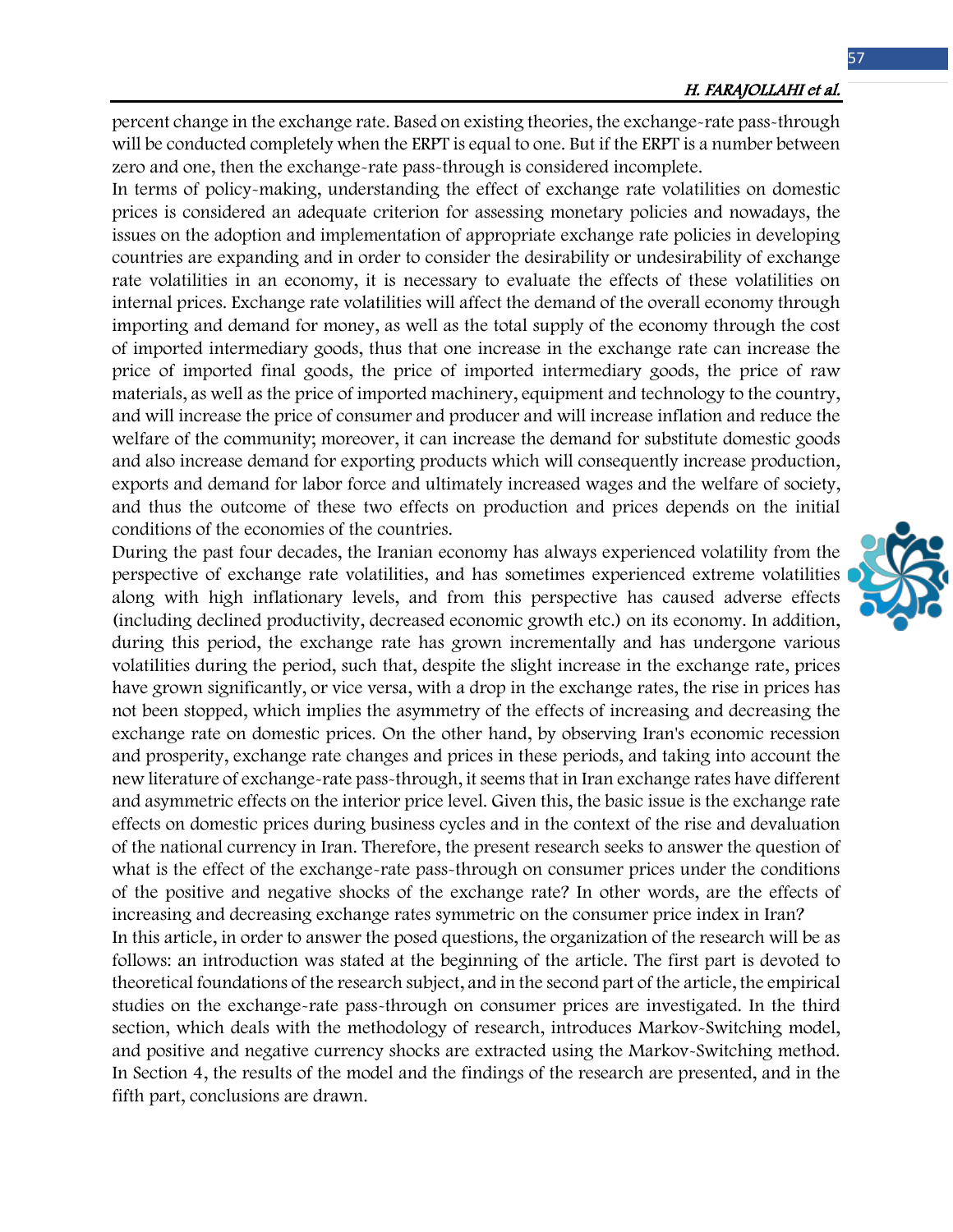percent change in the exchange rate. Based on existing theories, the exchange-rate pass-through will be conducted completely when the ERPT is equal to one. But if the ERPT is a number between zero and one, then the exchange-rate pass-through is considered incomplete.

In terms of policy-making, understanding the effect of exchange rate volatilities on domestic prices is considered an adequate criterion for assessing monetary policies and nowadays, the issues on the adoption and implementation of appropriate exchange rate policies in developing countries are expanding and in order to consider the desirability or undesirability of exchange rate volatilities in an economy, it is necessary to evaluate the effects of these volatilities on internal prices. Exchange rate volatilities will affect the demand of the overall economy through importing and demand for money, as well as the total supply of the economy through the cost of imported intermediary goods, thus that one increase in the exchange rate can increase the price of imported final goods, the price of imported intermediary goods, the price of raw materials, as well as the price of imported machinery, equipment and technology to the country, and will increase the price of consumer and producer and will increase inflation and reduce the welfare of the community; moreover, it can increase the demand for substitute domestic goods and also increase demand for exporting products which will consequently increase production, exports and demand for labor force and ultimately increased wages and the welfare of society, and thus the outcome of these two effects on production and prices depends on the initial conditions of the economies of the countries.

During the past four decades, the Iranian economy has always experienced volatility from the perspective of exchange rate volatilities, and has sometimes experienced extreme volatilities along with high inflationary levels, and from this perspective has caused adverse effects (including declined productivity, decreased economic growth etc.) on its economy. In addition, during this period, the exchange rate has grown incrementally and has undergone various volatilities during the period, such that, despite the slight increase in the exchange rate, prices have grown significantly, or vice versa, with a drop in the exchange rates, the rise in prices has not been stopped, which implies the asymmetry of the effects of increasing and decreasing the exchange rate on domestic prices. On the other hand, by observing Iran's economic recession and prosperity, exchange rate changes and prices in these periods, and taking into account the new literature of exchange-rate pass-through, it seems that in Iran exchange rates have different and asymmetric effects on the interior price level. Given this, the basic issue is the exchange rate effects on domestic prices during business cycles and in the context of the rise and devaluation of the national currency in Iran. Therefore, the present research seeks to answer the question of what is the effect of the exchange-rate pass-through on consumer prices under the conditions of the positive and negative shocks of the exchange rate? In other words, are the effects of increasing and decreasing exchange rates symmetric on the consumer price index in Iran?

In this article, in order to answer the posed questions, the organization of the research will be as follows: an introduction was stated at the beginning of the article. The first part is devoted to theoretical foundations of the research subject, and in the second part of the article, the empirical studies on the exchange-rate pass-through on consumer prices are investigated. In the third section, which deals with the methodology of research, introduces Markov-Switching model, and positive and negative currency shocks are extracted using the Markov-Switching method. In Section 4, the results of the model and the findings of the research are presented, and in the fifth part, conclusions are drawn.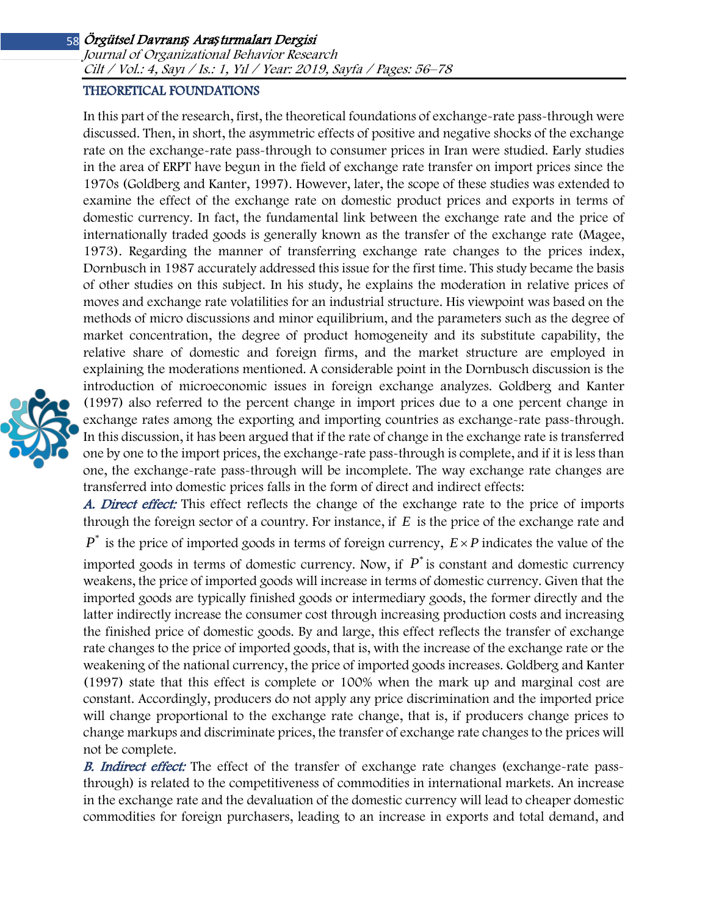## THEORETICAL FOUNDATIONS

In this part of the research, first, the theoretical foundations of exchange-rate pass-through were discussed. Then, in short, the asymmetric effects of positive and negative shocks of the exchange rate on the exchange-rate pass-through to consumer prices in Iran were studied. Early studies in the area of ERPT have begun in the field of exchange rate transfer on import prices since the 1970s (Goldberg and Kanter, 1997). However, later, the scope of these studies was extended to examine the effect of the exchange rate on domestic product prices and exports in terms of domestic currency. In fact, the fundamental link between the exchange rate and the price of internationally traded goods is generally known as the transfer of the exchange rate (Magee, 1973). Regarding the manner of transferring exchange rate changes to the prices index, Dornbusch in 1987 accurately addressed this issue for the first time. This study became the basis of other studies on this subject. In his study, he explains the moderation in relative prices of moves and exchange rate volatilities for an industrial structure. His viewpoint was based on the methods of micro discussions and minor equilibrium, and the parameters such as the degree of market concentration, the degree of product homogeneity and its substitute capability, the relative share of domestic and foreign firms, and the market structure are employed in explaining the moderations mentioned. A considerable point in the Dornbusch discussion is the introduction of microeconomic issues in foreign exchange analyzes. Goldberg and Kanter (1997) also referred to the percent change in import prices due to a one percent change in exchange rates among the exporting and importing countries as exchange-rate pass-through. In this discussion, it has been argued that if the rate of change in the exchange rate is transferred one by one to the import prices, the exchange-rate pass-through is complete, and if it is less than one, the exchange-rate pass-through will be incomplete. The way exchange rate changes are transferred into domestic prices falls in the form of direct and indirect effects:

***A. Direct effect:*** This effect reflects the change of the exchange rate to the price of imports through the foreign sector of a country. For instance, if $E$ is the price of the exchange rate and $P^*$ is the price of imported goods in terms of foreign currency, $E \times P$ indicates the value of the imported goods in terms of domestic currency. Now, if $P^*$ is constant and domestic currency weakens, the price of imported goods will increase in terms of domestic currency. Given that the imported goods are typically finished goods or intermediary goods, the former directly and the latter indirectly increase the consumer cost through increasing production costs and increasing the finished price of domestic goods. By and large, this effect reflects the transfer of exchange rate changes to the price of imported goods, that is, with the increase of the exchange rate or the weakening of the national currency, the price of imported goods increases. Goldberg and Kanter (1997) state that this effect is complete or 100% when the mark up and marginal cost are constant. Accordingly, producers do not apply any price discrimination and the imported price will change proportional to the exchange rate change, that is, if producers change prices to change markups and discriminate prices, the transfer of exchange rate changes to the prices will not be complete.

***B. Indirect effect:*** The effect of the transfer of exchange rate changes (exchange-rate pass-through) is related to the competitiveness of commodities in international markets. An increase in the exchange rate and the devaluation of the domestic currency will lead to cheaper domestic commodities for foreign purchasers, leading to an increase in exports and total demand, and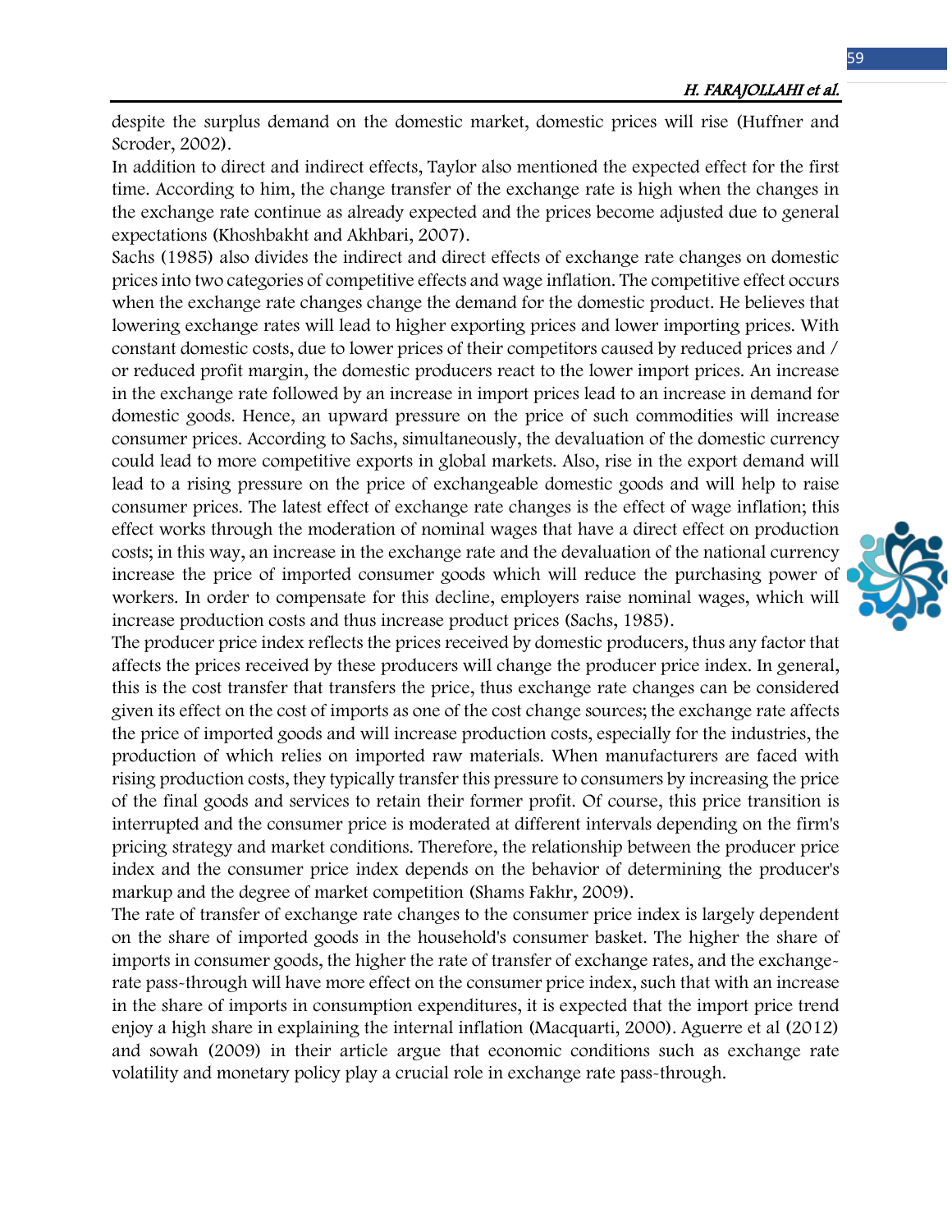despite the surplus demand on the domestic market, domestic prices will rise (Huffner and Scroder, 2002).

In addition to direct and indirect effects, Taylor also mentioned the expected effect for the first time. According to him, the change transfer of the exchange rate is high when the changes in the exchange rate continue as already expected and the prices become adjusted due to general expectations (Khoshbakht and Akhbari, 2007).

Sachs (1985) also divides the indirect and direct effects of exchange rate changes on domestic prices into two categories of competitive effects and wage inflation. The competitive effect occurs when the exchange rate changes change the demand for the domestic product. He believes that lowering exchange rates will lead to higher exporting prices and lower importing prices. With constant domestic costs, due to lower prices of their competitors caused by reduced prices and / or reduced profit margin, the domestic producers react to the lower import prices. An increase in the exchange rate followed by an increase in import prices lead to an increase in demand for domestic goods. Hence, an upward pressure on the price of such commodities will increase consumer prices. According to Sachs, simultaneously, the devaluation of the domestic currency could lead to more competitive exports in global markets. Also, rise in the export demand will lead to a rising pressure on the price of exchangeable domestic goods and will help to raise consumer prices. The latest effect of exchange rate changes is the effect of wage inflation; this effect works through the moderation of nominal wages that have a direct effect on production costs; in this way, an increase in the exchange rate and the devaluation of the national currency increase the price of imported consumer goods which will reduce the purchasing power of workers. In order to compensate for this decline, employers raise nominal wages, which will increase production costs and thus increase product prices (Sachs, 1985).

The producer price index reflects the prices received by domestic producers, thus any factor that affects the prices received by these producers will change the producer price index. In general, this is the cost transfer that transfers the price, thus exchange rate changes can be considered given its effect on the cost of imports as one of the cost change sources; the exchange rate affects the price of imported goods and will increase production costs, especially for the industries, the production of which relies on imported raw materials. When manufacturers are faced with rising production costs, they typically transfer this pressure to consumers by increasing the price of the final goods and services to retain their former profit. Of course, this price transition is interrupted and the consumer price is moderated at different intervals depending on the firm's pricing strategy and market conditions. Therefore, the relationship between the producer price index and the consumer price index depends on the behavior of determining the producer's markup and the degree of market competition (Shams Fakhr, 2009).

The rate of transfer of exchange rate changes to the consumer price index is largely dependent on the share of imported goods in the household's consumer basket. The higher the share of imports in consumer goods, the higher the rate of transfer of exchange rates, and the exchange-rate pass-through will have more effect on the consumer price index, such that with an increase in the share of imports in consumption expenditures, it is expected that the import price trend enjoy a high share in explaining the internal inflation (Macquarti, 2000). Aguerre et al (2012) and sowah (2009) in their article argue that economic conditions such as exchange rate volatility and monetary policy play a crucial role in exchange rate pass-through.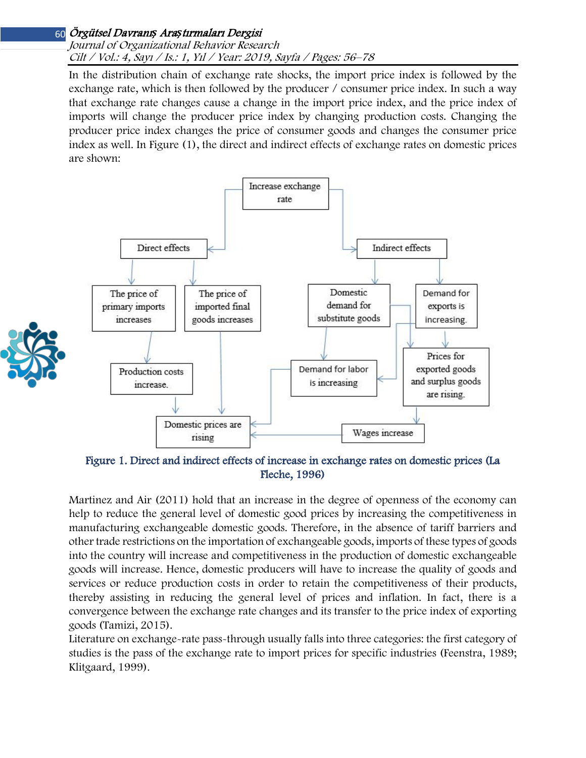In the distribution chain of exchange rate shocks, the import price index is followed by the exchange rate, which is then followed by the producer / consumer price index. In such a way that exchange rate changes cause a change in the import price index, and the price index of imports will change the producer price index by changing production costs. Changing the producer price index changes the price of consumer goods and changes the consumer price index as well. In Figure (1), the direct and indirect effects of exchange rates on domestic prices are shown:

Figure 1. Direct and indirect effects of increase in exchange rates on domestic prices (La Fleche, 1996)

Martinez and Air (2011) hold that an increase in the degree of openness of the economy can help to reduce the general level of domestic good prices by increasing the competitiveness in manufacturing exchangeable domestic goods. Therefore, in the absence of tariff barriers and other trade restrictions on the importation of exchangeable goods, imports of these types of goods into the country will increase and competitiveness in the production of domestic exchangeable goods will increase. Hence, domestic producers will have to increase the quality of goods and services or reduce production costs in order to retain the competitiveness of their products, thereby assisting in reducing the general level of prices and inflation. In fact, there is a convergence between the exchange rate changes and its transfer to the price index of exporting goods (Tamizi, 2015).

Literature on exchange-rate pass-through usually falls into three categories: the first category of studies is the pass of the exchange rate to import prices for specific industries (Feenstra, 1989; Klitgaard, 1999).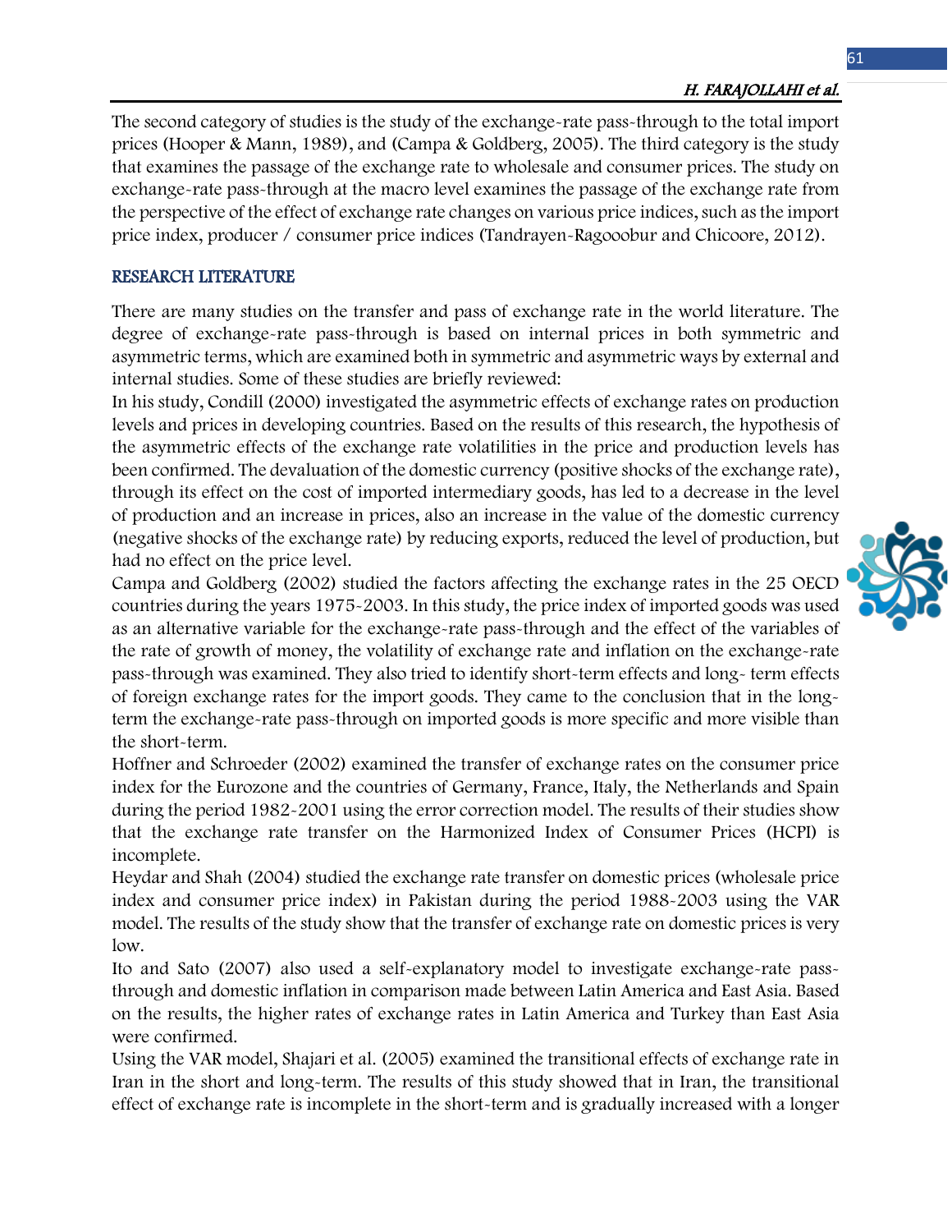The second category of studies is the study of the exchange-rate pass-through to the total import prices (Hooper & Mann, 1989), and (Campa & Goldberg, 2005). The third category is the study that examines the passage of the exchange rate to wholesale and consumer prices. The study on exchange-rate pass-through at the macro level examines the passage of the exchange rate from the perspective of the effect of exchange rate changes on various price indices, such as the import price index, producer / consumer price indices (Tandrayen-Ragooobur and Chicoore, 2012).

## RESEARCH LITERATURE

There are many studies on the transfer and pass of exchange rate in the world literature. The degree of exchange-rate pass-through is based on internal prices in both symmetric and asymmetric terms, which are examined both in symmetric and asymmetric ways by external and internal studies. Some of these studies are briefly reviewed:

In his study, Condill (2000) investigated the asymmetric effects of exchange rates on production levels and prices in developing countries. Based on the results of this research, the hypothesis of the asymmetric effects of the exchange rate volatilities in the price and production levels has been confirmed. The devaluation of the domestic currency (positive shocks of the exchange rate), through its effect on the cost of imported intermediary goods, has led to a decrease in the level of production and an increase in prices, also an increase in the value of the domestic currency (negative shocks of the exchange rate) by reducing exports, reduced the level of production, but had no effect on the price level.

Campa and Goldberg (2002) studied the factors affecting the exchange rates in the 25 OECD countries during the years 1975-2003. In this study, the price index of imported goods was used as an alternative variable for the exchange-rate pass-through and the effect of the variables of the rate of growth of money, the volatility of exchange rate and inflation on the exchange-rate pass-through was examined. They also tried to identify short-term effects and long- term effects of foreign exchange rates for the import goods. They came to the conclusion that in the long-term the exchange-rate pass-through on imported goods is more specific and more visible than the short-term.

Hoffner and Schroeder (2002) examined the transfer of exchange rates on the consumer price index for the Eurozone and the countries of Germany, France, Italy, the Netherlands and Spain during the period 1982-2001 using the error correction model. The results of their studies show that the exchange rate transfer on the Harmonized Index of Consumer Prices (HCPI) is incomplete.

Heydar and Shah (2004) studied the exchange rate transfer on domestic prices (wholesale price index and consumer price index) in Pakistan during the period 1988-2003 using the VAR model. The results of the study show that the transfer of exchange rate on domestic prices is very low.

Ito and Sato (2007) also used a self-explanatory model to investigate exchange-rate pass-through and domestic inflation in comparison made between Latin America and East Asia. Based on the results, the higher rates of exchange rates in Latin America and Turkey than East Asia were confirmed.

Using the VAR model, Shajari et al. (2005) examined the transitional effects of exchange rate in Iran in the short and long-term. The results of this study showed that in Iran, the transitional effect of exchange rate is incomplete in the short-term and is gradually increased with a longer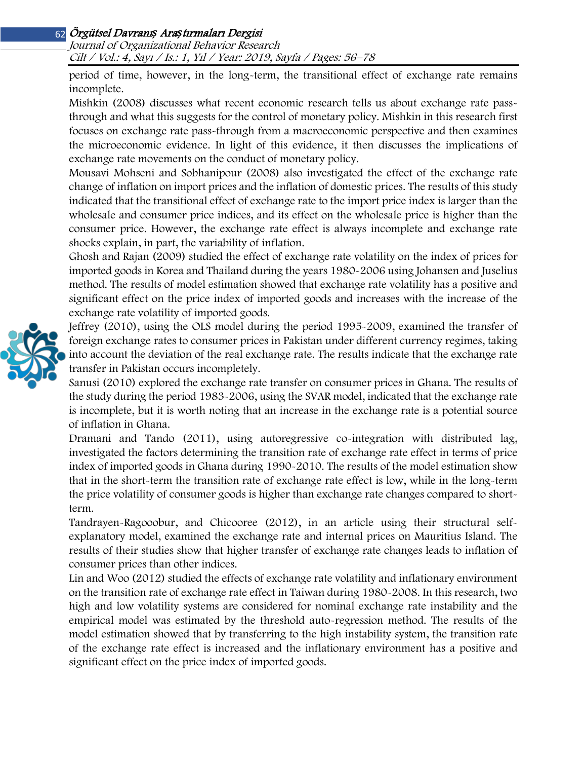period of time, however, in the long-term, the transitional effect of exchange rate remains incomplete.

Mishkin (2008) discusses what recent economic research tells us about exchange rate pass-through and what this suggests for the control of monetary policy. Mishkin in this research first focuses on exchange rate pass-through from a macroeconomic perspective and then examines the microeconomic evidence. In light of this evidence, it then discusses the implications of exchange rate movements on the conduct of monetary policy.

Mousavi Mohseni and Sobhanipour (2008) also investigated the effect of the exchange rate change of inflation on import prices and the inflation of domestic prices. The results of this study indicated that the transitional effect of exchange rate to the import price index is larger than the wholesale and consumer price indices, and its effect on the wholesale price is higher than the consumer price. However, the exchange rate effect is always incomplete and exchange rate shocks explain, in part, the variability of inflation.

Ghosh and Rajan (2009) studied the effect of exchange rate volatility on the index of prices for imported goods in Korea and Thailand during the years 1980-2006 using Johansen and Juselius method. The results of model estimation showed that exchange rate volatility has a positive and significant effect on the price index of imported goods and increases with the increase of the exchange rate volatility of imported goods.

Jeffrey (2010), using the OLS model during the period 1995-2009, examined the transfer of foreign exchange rates to consumer prices in Pakistan under different currency regimes, taking into account the deviation of the real exchange rate. The results indicate that the exchange rate transfer in Pakistan occurs incompletely.

Sanusi (2010) explored the exchange rate transfer on consumer prices in Ghana. The results of the study during the period 1983-2006, using the SVAR model, indicated that the exchange rate is incomplete, but it is worth noting that an increase in the exchange rate is a potential source of inflation in Ghana.

Dramani and Tando (2011), using autoregressive co-integration with distributed lag, investigated the factors determining the transition rate of exchange rate effect in terms of price index of imported goods in Ghana during 1990-2010. The results of the model estimation show that in the short-term the transition rate of exchange rate effect is low, while in the long-term the price volatility of consumer goods is higher than exchange rate changes compared to short-term.

Tandrayen-Ragooobur, and Chicooree (2012), in an article using their structural self-explanatory model, examined the exchange rate and internal prices on Mauritius Island. The results of their studies show that higher transfer of exchange rate changes leads to inflation of consumer prices than other indices.

Lin and Woo (2012) studied the effects of exchange rate volatility and inflationary environment on the transition rate of exchange rate effect in Taiwan during 1980-2008. In this research, two high and low volatility systems are considered for nominal exchange rate instability and the empirical model was estimated by the threshold auto-regression method. The results of the model estimation showed that by transferring to the high instability system, the transition rate of the exchange rate effect is increased and the inflationary environment has a positive and significant effect on the price index of imported goods.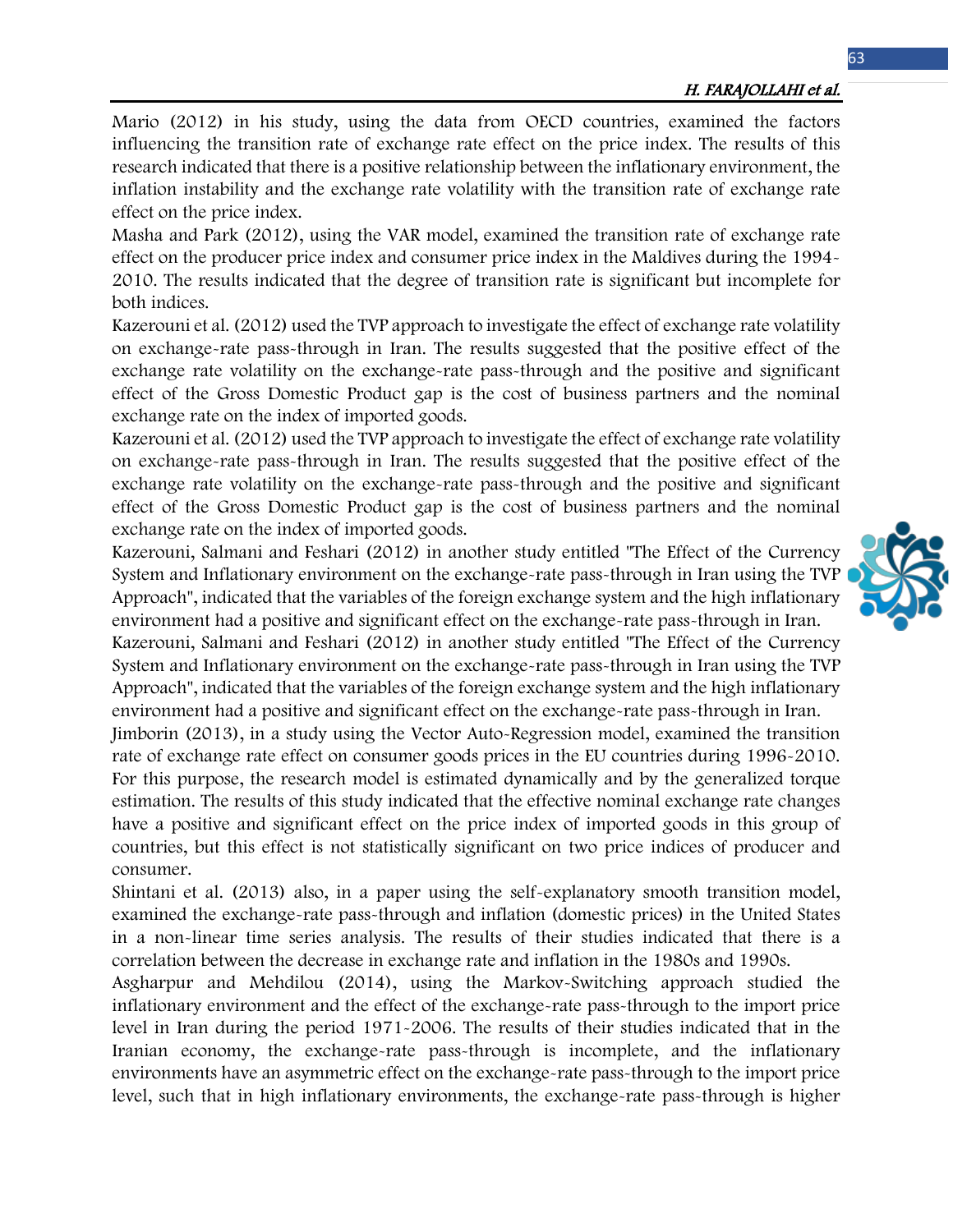Mario (2012) in his study, using the data from OECD countries, examined the factors influencing the transition rate of exchange rate effect on the price index. The results of this research indicated that there is a positive relationship between the inflationary environment, the inflation instability and the exchange rate volatility with the transition rate of exchange rate effect on the price index.

Masha and Park (2012), using the VAR model, examined the transition rate of exchange rate effect on the producer price index and consumer price index in the Maldives during the 1994-2010. The results indicated that the degree of transition rate is significant but incomplete for both indices.

Kazerouni et al. (2012) used the TVP approach to investigate the effect of exchange rate volatility on exchange-rate pass-through in Iran. The results suggested that the positive effect of the exchange rate volatility on the exchange-rate pass-through and the positive and significant effect of the Gross Domestic Product gap is the cost of business partners and the nominal exchange rate on the index of imported goods.

Kazerouni et al. (2012) used the TVP approach to investigate the effect of exchange rate volatility on exchange-rate pass-through in Iran. The results suggested that the positive effect of the exchange rate volatility on the exchange-rate pass-through and the positive and significant effect of the Gross Domestic Product gap is the cost of business partners and the nominal exchange rate on the index of imported goods.

Kazerouni, Salmani and Feshari (2012) in another study entitled "The Effect of the Currency System and Inflationary environment on the exchange-rate pass-through in Iran using the TVP Approach", indicated that the variables of the foreign exchange system and the high inflationary environment had a positive and significant effect on the exchange-rate pass-through in Iran.

Kazerouni, Salmani and Feshari (2012) in another study entitled "The Effect of the Currency System and Inflationary environment on the exchange-rate pass-through in Iran using the TVP Approach", indicated that the variables of the foreign exchange system and the high inflationary environment had a positive and significant effect on the exchange-rate pass-through in Iran.

Jimborin (2013), in a study using the Vector Auto-Regression model, examined the transition rate of exchange rate effect on consumer goods prices in the EU countries during 1996-2010. For this purpose, the research model is estimated dynamically and by the generalized torque estimation. The results of this study indicated that the effective nominal exchange rate changes have a positive and significant effect on the price index of imported goods in this group of countries, but this effect is not statistically significant on two price indices of producer and consumer.

Shintani et al. (2013) also, in a paper using the self-explanatory smooth transition model, examined the exchange-rate pass-through and inflation (domestic prices) in the United States in a non-linear time series analysis. The results of their studies indicated that there is a correlation between the decrease in exchange rate and inflation in the 1980s and 1990s.

Asgharpur and Mehdilou (2014), using the Markov-Switching approach studied the inflationary environment and the effect of the exchange-rate pass-through to the import price level in Iran during the period 1971-2006. The results of their studies indicated that in the Iranian economy, the exchange-rate pass-through is incomplete, and the inflationary environments have an asymmetric effect on the exchange-rate pass-through to the import price level, such that in high inflationary environments, the exchange-rate pass-through is higher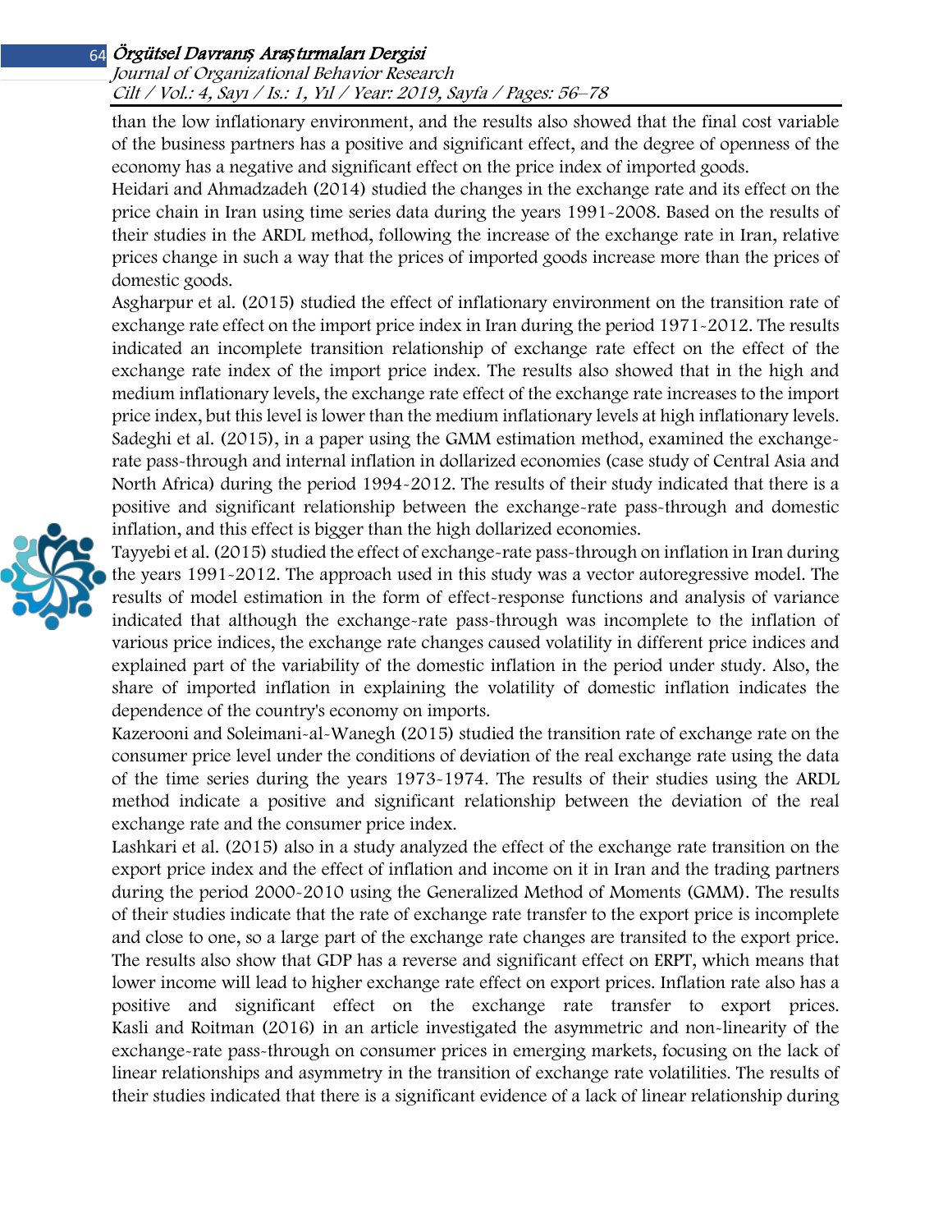than the low inflationary environment, and the results also showed that the final cost variable of the business partners has a positive and significant effect, and the degree of openness of the economy has a negative and significant effect on the price index of imported goods.

Heidari and Ahmadzadeh (2014) studied the changes in the exchange rate and its effect on the price chain in Iran using time series data during the years 1991-2008. Based on the results of their studies in the ARDL method, following the increase of the exchange rate in Iran, relative prices change in such a way that the prices of imported goods increase more than the prices of domestic goods.

Asgharpur et al. (2015) studied the effect of inflationary environment on the transition rate of exchange rate effect on the import price index in Iran during the period 1971-2012. The results indicated an incomplete transition relationship of exchange rate effect on the effect of the exchange rate index of the import price index. The results also showed that in the high and medium inflationary levels, the exchange rate effect of the exchange rate increases to the import price index, but this level is lower than the medium inflationary levels at high inflationary levels.

Sadeghi et al. (2015), in a paper using the GMM estimation method, examined the exchange-rate pass-through and internal inflation in dollarized economies (case study of Central Asia and North Africa) during the period 1994-2012. The results of their study indicated that there is a positive and significant relationship between the exchange-rate pass-through and domestic inflation, and this effect is bigger than the high dollarized economies.

Tayyebi et al. (2015) studied the effect of exchange-rate pass-through on inflation in Iran during the years 1991-2012. The approach used in this study was a vector autoregressive model. The results of model estimation in the form of effect-response functions and analysis of variance indicated that although the exchange-rate pass-through was incomplete to the inflation of various price indices, the exchange rate changes caused volatility in different price indices and explained part of the variability of the domestic inflation in the period under study. Also, the share of imported inflation in explaining the volatility of domestic inflation indicates the dependence of the country's economy on imports.

Kazerooni and Soleimani-al-Wanegh (2015) studied the transition rate of exchange rate on the consumer price level under the conditions of deviation of the real exchange rate using the data of the time series during the years 1973-1974. The results of their studies using the ARDL method indicate a positive and significant relationship between the deviation of the real exchange rate and the consumer price index.

Lashkari et al. (2015) also in a study analyzed the effect of the exchange rate transition on the export price index and the effect of inflation and income on it in Iran and the trading partners during the period 2000-2010 using the Generalized Method of Moments (GMM). The results of their studies indicate that the rate of exchange rate transfer to the export price is incomplete and close to one, so a large part of the exchange rate changes are transited to the export price. The results also show that GDP has a reverse and significant effect on ERPT, which means that lower income will lead to higher exchange rate effect on export prices. Inflation rate also has a positive and significant effect on the exchange rate transfer to export prices. Kasli and Roitman (2016) in an article investigated the asymmetric and non-linearity of the exchange-rate pass-through on consumer prices in emerging markets, focusing on the lack of linear relationships and asymmetry in the transition of exchange rate volatilities. The results of their studies indicated that there is a significant evidence of a lack of linear relationship during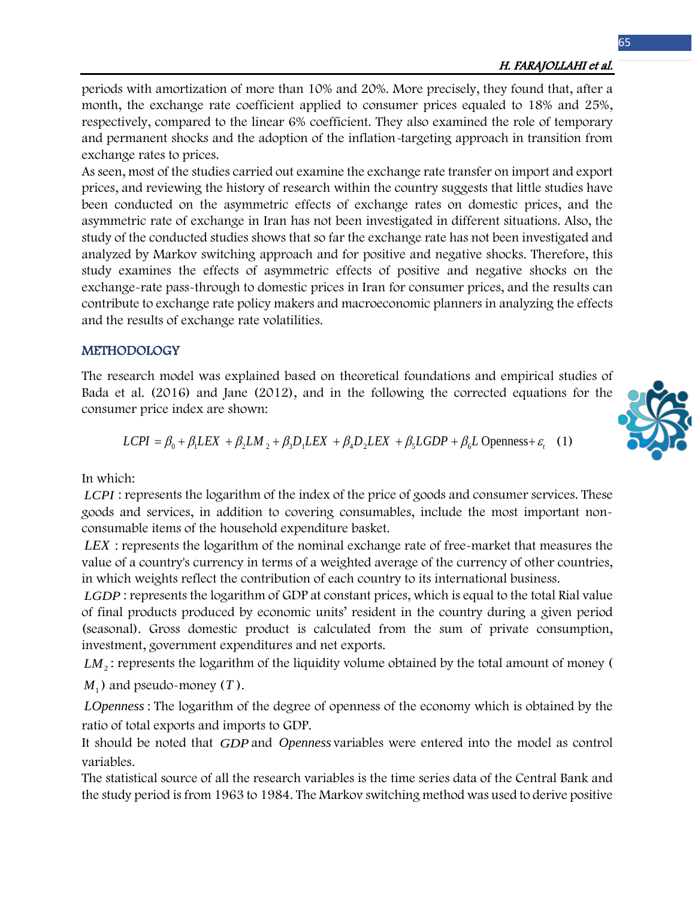periods with amortization of more than 10% and 20%. More precisely, they found that, after a month, the exchange rate coefficient applied to consumer prices equaled to 18% and 25%, respectively, compared to the linear 6% coefficient. They also examined the role of temporary and permanent shocks and the adoption of the inflation-targeting approach in transition from exchange rates to prices.

As seen, most of the studies carried out examine the exchange rate transfer on import and export prices, and reviewing the history of research within the country suggests that little studies have been conducted on the asymmetric effects of exchange rates on domestic prices, and the asymmetric rate of exchange in Iran has not been investigated in different situations. Also, the study of the conducted studies shows that so far the exchange rate has not been investigated and analyzed by Markov switching approach and for positive and negative shocks. Therefore, this study examines the effects of asymmetric effects of positive and negative shocks on the exchange-rate pass-through to domestic prices in Iran for consumer prices, and the results can contribute to exchange rate policy makers and macroeconomic planners in analyzing the effects and the results of exchange rate volatilities.

## METHODOLOGY

The research model was explained based on theoretical foundations and empirical studies of Bada et al. (2016) and Jane (2012), and in the following the corrected equations for the consumer price index are shown:

$$LCPI = \beta_0 + \beta_1 LEX + \beta_2 LM_2 + \beta_3 D_1 LEX + \beta_4 D_2 LEX + \beta_5 LGDP + \beta_6 L\,\text{Openness} + \varepsilon_t \quad (1)$$

In which:

$LCPI$ : represents the logarithm of the index of the price of goods and consumer services. These goods and services, in addition to covering consumables, include the most important non-consumable items of the household expenditure basket.

$LEX$ : represents the logarithm of the nominal exchange rate of free-market that measures the value of a country's currency in terms of a weighted average of the currency of other countries, in which weights reflect the contribution of each country to its international business.

$LGDP$ : represents the logarithm of GDP at constant prices, which is equal to the total Rial value of final products produced by economic units' resident in the country during a given period (seasonal). Gross domestic product is calculated from the sum of private consumption, investment, government expenditures and net exports.

$LM_2$ : represents the logarithm of the liquidity volume obtained by the total amount of money ( $M_1$ ) and pseudo-money ( $T$ ).

$LOpenness$ : The logarithm of the degree of openness of the economy which is obtained by the ratio of total exports and imports to GDP.

It should be noted that $GDP$ and $Openness$ variables were entered into the model as control variables.

The statistical source of all the research variables is the time series data of the Central Bank and the study period is from 1963 to 1984. The Markov switching method was used to derive positive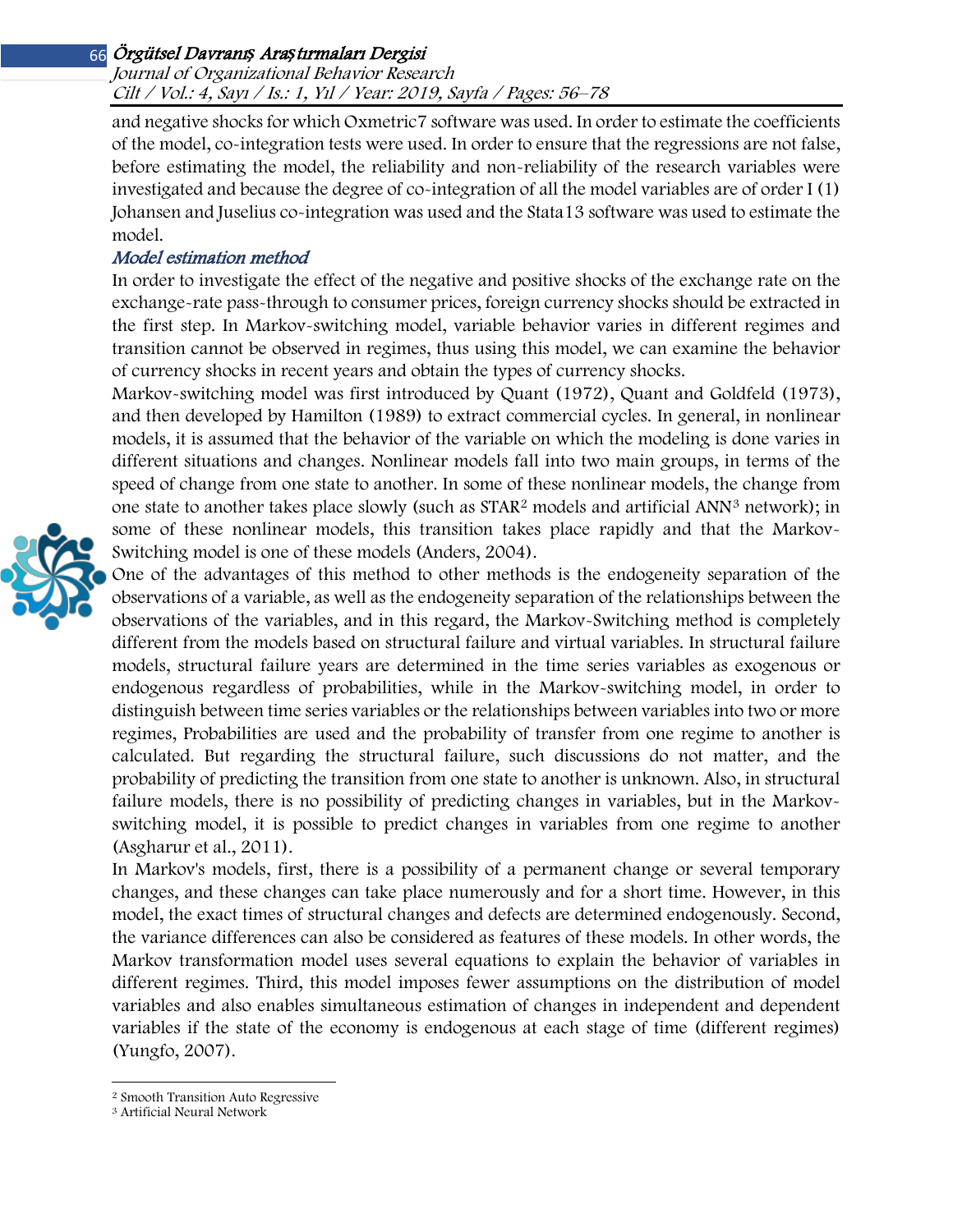and negative shocks for which Oxmetric7 software was used. In order to estimate the coefficients of the model, co-integration tests were used. In order to ensure that the regressions are not false, before estimating the model, the reliability and non-reliability of the research variables were investigated and because the degree of co-integration of all the model variables are of order I (1) Johansen and Juselius co-integration was used and the Stata13 software was used to estimate the model.

### *Model estimation method*

In order to investigate the effect of the negative and positive shocks of the exchange rate on the exchange-rate pass-through to consumer prices, foreign currency shocks should be extracted in the first step. In Markov-switching model, variable behavior varies in different regimes and transition cannot be observed in regimes, thus using this model, we can examine the behavior of currency shocks in recent years and obtain the types of currency shocks.

Markov-switching model was first introduced by Quant (1972), Quant and Goldfeld (1973), and then developed by Hamilton (1989) to extract commercial cycles. In general, in nonlinear models, it is assumed that the behavior of the variable on which the modeling is done varies in different situations and changes. Nonlinear models fall into two main groups, in terms of the speed of change from one state to another. In some of these nonlinear models, the change from one state to another takes place slowly (such as STAR[2] models and artificial ANN[3] network); in some of these nonlinear models, this transition takes place rapidly and that the Markov-Switching model is one of these models (Anders, 2004).

One of the advantages of this method to other methods is the endogeneity separation of the observations of a variable, as well as the endogeneity separation of the relationships between the observations of the variables, and in this regard, the Markov-Switching method is completely different from the models based on structural failure and virtual variables. In structural failure models, structural failure years are determined in the time series variables as exogenous or endogenous regardless of probabilities, while in the Markov-switching model, in order to distinguish between time series variables or the relationships between variables into two or more regimes, Probabilities are used and the probability of transfer from one regime to another is calculated. But regarding the structural failure, such discussions do not matter, and the probability of predicting the transition from one state to another is unknown. Also, in structural failure models, there is no possibility of predicting changes in variables, but in the Markov-switching model, it is possible to predict changes in variables from one regime to another (Asgharur et al., 2011).

In Markov's models, first, there is a possibility of a permanent change or several temporary changes, and these changes can take place numerously and for a short time. However, in this model, the exact times of structural changes and defects are determined endogenously. Second, the variance differences can also be considered as features of these models. In other words, the Markov transformation model uses several equations to explain the behavior of variables in different regimes. Third, this model imposes fewer assumptions on the distribution of model variables and also enables simultaneous estimation of changes in independent and dependent variables if the state of the economy is endogenous at each stage of time (different regimes) (Yungfo, 2007).

---

[2] Smooth Transition Auto Regressive

[3] Artificial Neural Network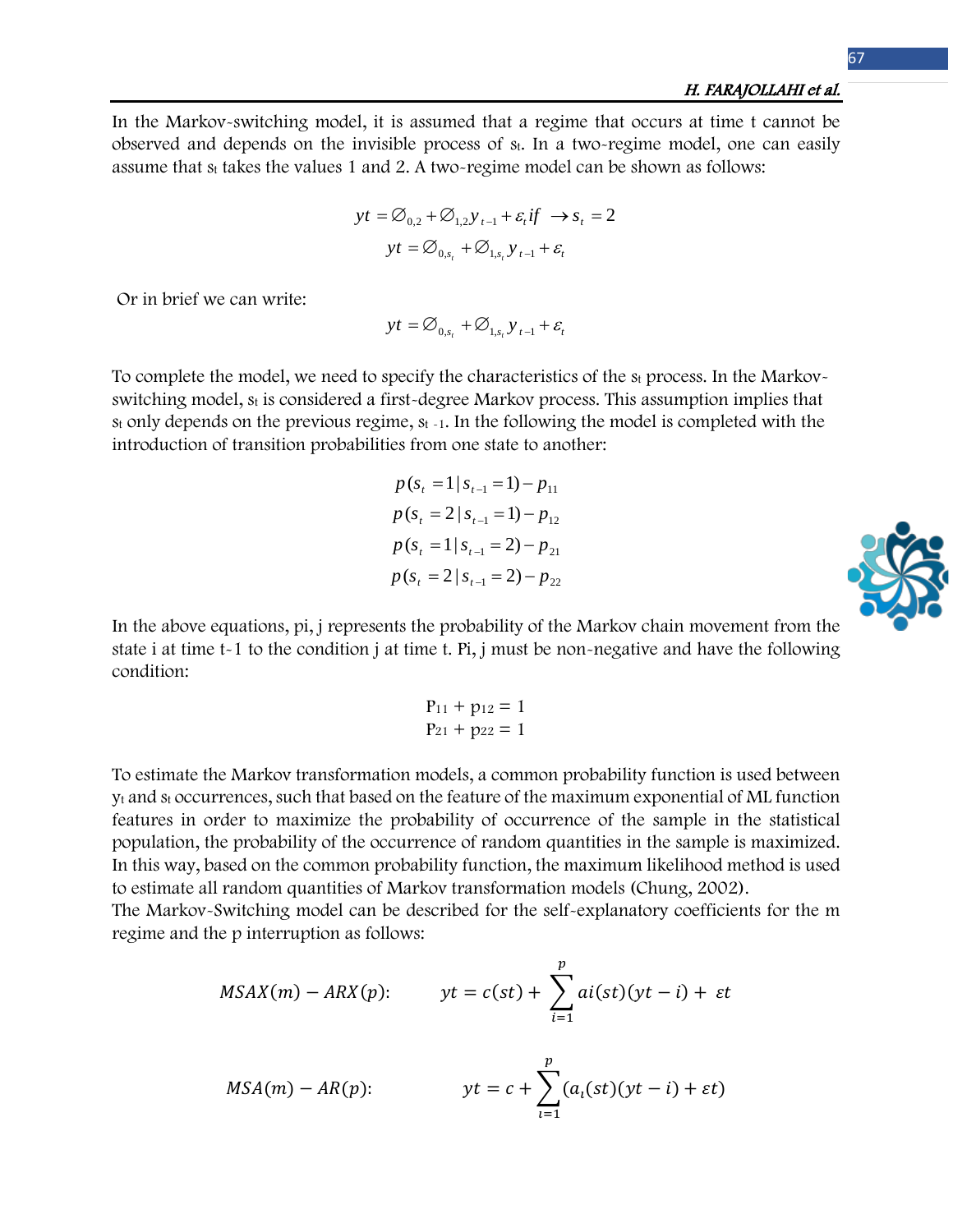In the Markov-switching model, it is assumed that a regime that occurs at time t cannot be observed and depends on the invisible process of $s_t$. In a two-regime model, one can easily assume that $s_t$ takes the values 1 and 2. A two-regime model can be shown as follows:

$$yt = \varnothing_{0,2} + \varnothing_{1,2} y_{t-1} + \varepsilon_t if \rightarrow s_t = 2$$

$$yt = \varnothing_{0,s_t} + \varnothing_{1,s_t} y_{t-1} + \varepsilon_t$$

Or in brief we can write:

$$yt = \varnothing_{0,s_t} + \varnothing_{1,s_t} y_{t-1} + \varepsilon_t$$

To complete the model, we need to specify the characteristics of the $s_t$ process. In the Markov-switching model, $s_t$ is considered a first-degree Markov process. This assumption implies that $s_t$ only depends on the previous regime, $s_{t-1}$. In the following the model is completed with the introduction of transition probabilities from one state to another:

$$p(s_t = 1 | s_{t-1} = 1) - p_{11}$$

$$p(s_t = 2 | s_{t-1} = 1) - p_{12}$$

$$p(s_t = 1 | s_{t-1} = 2) - p_{21}$$

$$p(s_t = 2 | s_{t-1} = 2) - p_{22}$$

In the above equations, pi, j represents the probability of the Markov chain movement from the state i at time t-1 to the condition j at time t. Pi, j must be non-negative and have the following condition:

$$P_{11} + p_{12} = 1$$

$$P_{21} + p_{22} = 1$$

To estimate the Markov transformation models, a common probability function is used between $y_t$ and $s_t$ occurrences, such that based on the feature of the maximum exponential of ML function features in order to maximize the probability of occurrence of the sample in the statistical population, the probability of the occurrence of random quantities in the sample is maximized. In this way, based on the common probability function, the maximum likelihood method is used to estimate all random quantities of Markov transformation models (Chung, 2002).
The Markov-Switching model can be described for the self-explanatory coefficients for the m regime and the p interruption as follows:

$$MSAX(m) - ARX(p): \qquad yt = c(st) + \sum_{i=1}^{p} ai(st)(yt - i) + \varepsilon t$$

$$MSA(m) - AR(p): \qquad yt = c + \sum_{\iota=1}^{p} (a_\iota(st)(yt - i) + \varepsilon t)$$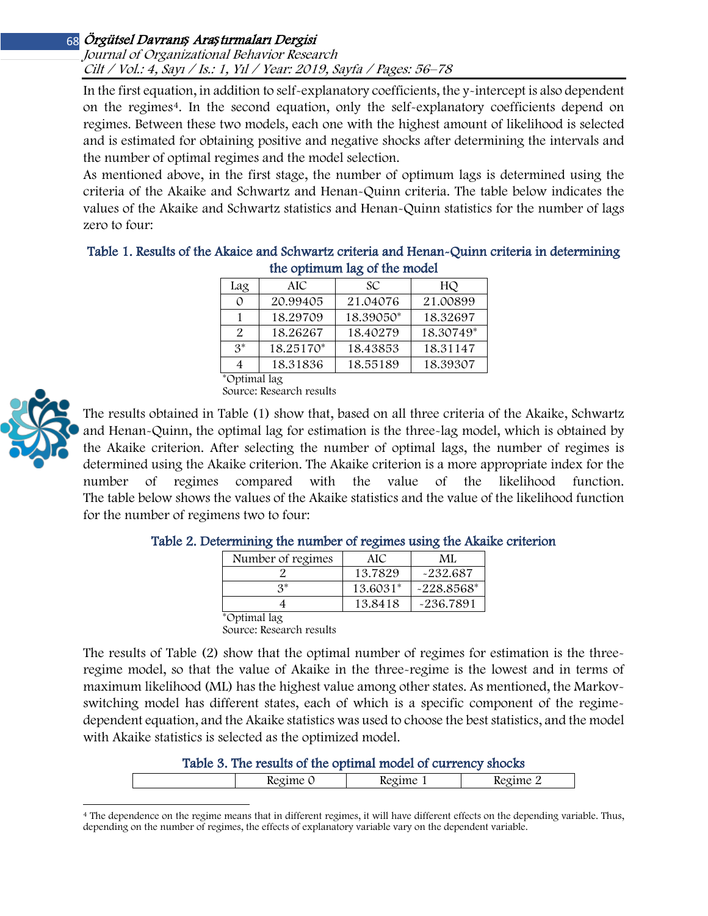In the first equation, in addition to self-explanatory coefficients, the y-intercept is also dependent on the regimes[4]. In the second equation, only the self-explanatory coefficients depend on regimes. Between these two models, each one with the highest amount of likelihood is selected and is estimated for obtaining positive and negative shocks after determining the intervals and the number of optimal regimes and the model selection.

As mentioned above, in the first stage, the number of optimum lags is determined using the criteria of the Akaike and Schwartz and Henan-Quinn criteria. The table below indicates the values of the Akaike and Schwartz statistics and Henan-Quinn statistics for the number of lags zero to four:

**Table 1. Results of the Akaice and Schwartz criteria and Henan-Quinn criteria in determining the optimum lag of the model**

| Lag | AIC | SC | HQ |
|---|---|---|---|
| 0 | 20.99405 | 21.04076 | 21.00899 |
| 1 | 18.29709 | 18.39050* | 18.32697 |
| 2 | 18.26267 | 18.40279 | 18.30749* |
| 3* | 18.25170* | 18.43853 | 18.31147 |
| 4 | 18.31836 | 18.55189 | 18.39307 |

*Optimal lag
Source: Research results

The results obtained in Table (1) show that, based on all three criteria of the Akaike, Schwartz and Henan-Quinn, the optimal lag for estimation is the three-lag model, which is obtained by the Akaike criterion. After selecting the number of optimal lags, the number of regimes is determined using the Akaike criterion. The Akaike criterion is a more appropriate index for the number of regimes compared with the value of the likelihood function. The table below shows the values of the Akaike statistics and the value of the likelihood function for the number of regimens two to four:

**Table 2. Determining the number of regimes using the Akaike criterion**

| Number of regimes | AIC | ML |
|---|---|---|
| 2 | 13.7829 | -232.687 |
| 3* | 13.6031* | -228.8568* |
| 4 | 13.8418 | -236.7891 |

*Optimal lag
Source: Research results

The results of Table (2) show that the optimal number of regimes for estimation is the three-regime model, so that the value of Akaike in the three-regime is the lowest and in terms of maximum likelihood (ML) has the highest value among other states. As mentioned, the Markov-switching model has different states, each of which is a specific component of the regime-dependent equation, and the Akaike statistics was used to choose the best statistics, and the model with Akaike statistics is selected as the optimized model.

**Table 3. The results of the optimal model of currency shocks**

| | Regime 0 | Regime 1 | Regime 2 |
|---|---|---|---|

[4] The dependence on the regime means that in different regimes, it will have different effects on the depending variable. Thus, depending on the number of regimes, the effects of explanatory variable vary on the dependent variable.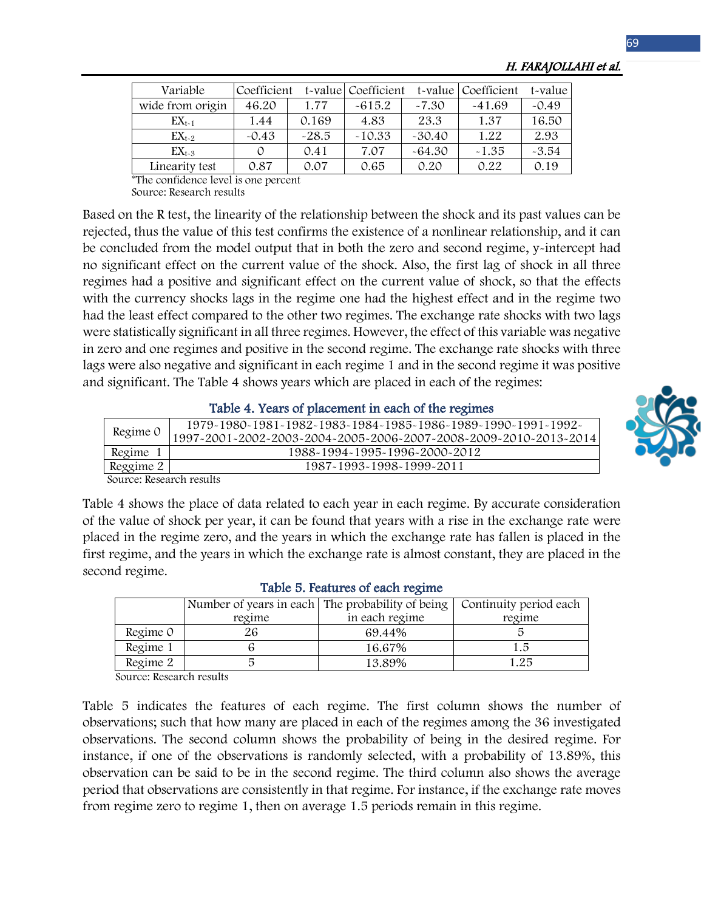| Variable | Coefficient | t-value | Coefficient | t-value | Coefficient | t-value |
|---|---|---|---|---|---|---|
| wide from origin | 46.20 | 1.77 | -615.2 | -7.30 | -41.69 | -0.49 |
| $EX_{t-1}$ | 1.44 | 0.169 | 4.83 | 23.3 | 1.37 | 16.50 |
| $EX_{t-2}$ | -0.43 | -28.5 | -10.33 | -30.40 | 1.22 | 2.93 |
| $EX_{t-3}$ | 0 | 0.41 | 7.07 | -64.30 | -1.35 | -3.54 |
| Linearity test | 0.87 | 0.07 | 0.65 | 0.20 | 0.22 | 0.19 |

*The confidence level is one percent

Source: Research results

Based on the R test, the linearity of the relationship between the shock and its past values can be rejected, thus the value of this test confirms the existence of a nonlinear relationship, and it can be concluded from the model output that in both the zero and second regime, y-intercept had no significant effect on the current value of the shock. Also, the first lag of shock in all three regimes had a positive and significant effect on the current value of shock, so that the effects with the currency shocks lags in the regime one had the highest effect and in the regime two had the least effect compared to the other two regimes. The exchange rate shocks with two lags were statistically significant in all three regimes. However, the effect of this variable was negative in zero and one regimes and positive in the second regime. The exchange rate shocks with three lags were also negative and significant in each regime 1 and in the second regime it was positive and significant. The Table 4 shows years which are placed in each of the regimes:

**Table 4. Years of placement in each of the regimes**

| | |
|---|---|
| Regime 0 | 1979-1980-1981-1982-1983-1984-1985-1986-1989-1990-1991-1992-1997-2001-2002-2003-2004-2005-2006-2007-2008-2009-2010-2013-2014 |
| Regime 1 | 1988-1994-1995-1996-2000-2012 |
| Reggime 2 | 1987-1993-1998-1999-2011 |

Source: Research results

Table 4 shows the place of data related to each year in each regime. By accurate consideration of the value of shock per year, it can be found that years with a rise in the exchange rate were placed in the regime zero, and the years in which the exchange rate has fallen is placed in the first regime, and the years in which the exchange rate is almost constant, they are placed in the second regime.

**Table 5. Features of each regime**

| | Number of years in each regime | The probability of being in each regime | Continuity period each regime |
|---|---|---|---|
| Regime 0 | 26 | 69.44% | 5 |
| Regime 1 | 6 | 16.67% | 1.5 |
| Regime 2 | 5 | 13.89% | 1.25 |

Source: Research results

Table 5 indicates the features of each regime. The first column shows the number of observations; such that how many are placed in each of the regimes among the 36 investigated observations. The second column shows the probability of being in the desired regime. For instance, if one of the observations is randomly selected, with a probability of 13.89%, this observation can be said to be in the second regime. The third column also shows the average period that observations are consistently in that regime. For instance, if the exchange rate moves from regime zero to regime 1, then on average 1.5 periods remain in this regime.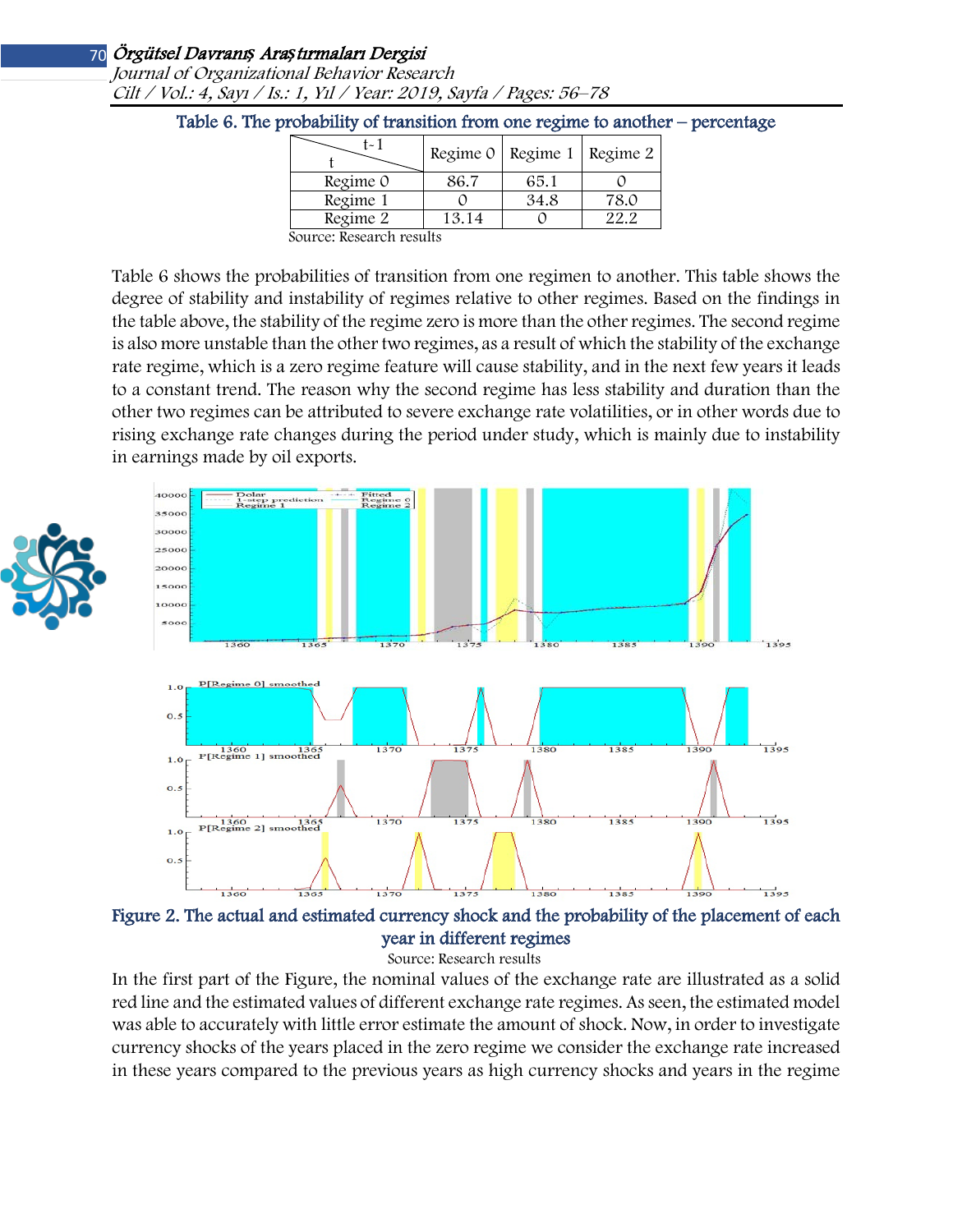Table 6. The probability of transition from one regime to another – percentage

| t-1 / t | Regime 0 | Regime 1 | Regime 2 |
|---|---|---|---|
| Regime 0 | 86.7 | 65.1 | 0 |
| Regime 1 | 0 | 34.8 | 78.0 |
| Regime 2 | 13.14 | 0 | 22.2 |

Source: Research results

Table 6 shows the probabilities of transition from one regimen to another. This table shows the degree of stability and instability of regimes relative to other regimes. Based on the findings in the table above, the stability of the regime zero is more than the other regimes. The second regime is also more unstable than the other two regimes, as a result of which the stability of the exchange rate regime, which is a zero regime feature will cause stability, and in the next few years it leads to a constant trend. The reason why the second regime has less stability and duration than the other two regimes can be attributed to severe exchange rate volatilities, or in other words due to rising exchange rate changes during the period under study, which is mainly due to instability in earnings made by oil exports.

Figure 2. The actual and estimated currency shock and the probability of the placement of each year in different regimes

Source: Research results

In the first part of the Figure, the nominal values of the exchange rate are illustrated as a solid red line and the estimated values of different exchange rate regimes. As seen, the estimated model was able to accurately with little error estimate the amount of shock. Now, in order to investigate currency shocks of the years placed in the zero regime we consider the exchange rate increased in these years compared to the previous years as high currency shocks and years in the regime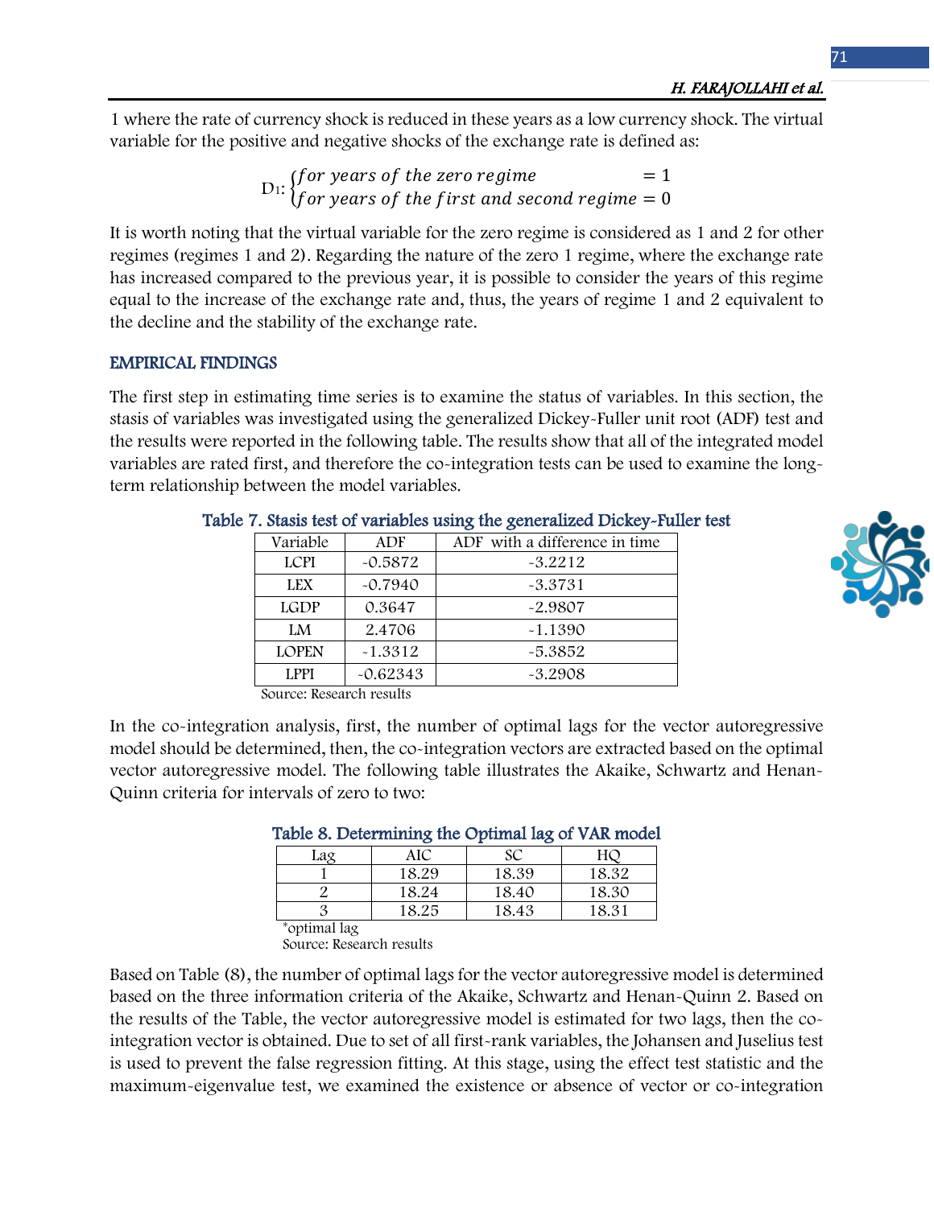1 where the rate of currency shock is reduced in these years as a low currency shock. The virtual variable for the positive and negative shocks of the exchange rate is defined as:

$$D_1: \begin{cases} for\ years\ of\ the\ zero\ regime & = 1 \\ for\ years\ of\ the\ first\ and\ second\ regime & = 0 \end{cases}$$

It is worth noting that the virtual variable for the zero regime is considered as 1 and 2 for other regimes (regimes 1 and 2). Regarding the nature of the zero 1 regime, where the exchange rate has increased compared to the previous year, it is possible to consider the years of this regime equal to the increase of the exchange rate and, thus, the years of regime 1 and 2 equivalent to the decline and the stability of the exchange rate.

## EMPIRICAL FINDINGS

The first step in estimating time series is to examine the status of variables. In this section, the stasis of variables was investigated using the generalized Dickey-Fuller unit root (ADF) test and the results were reported in the following table. The results show that all of the integrated model variables are rated first, and therefore the co-integration tests can be used to examine the long-term relationship between the model variables.

**Table 7. Stasis test of variables using the generalized Dickey-Fuller test**

| Variable | ADF | ADF with a difference in time |
|---|---|---|
| LCPI | -0.5872 | -3.2212 |
| LEX | -0.7940 | -3.3731 |
| LGDP | 0.3647 | -2.9807 |
| LM | 2.4706 | -1.1390 |
| LOPEN | -1.3312 | -5.3852 |
| LPPI | -0.62343 | -3.2908 |

Source: Research results

In the co-integration analysis, first, the number of optimal lags for the vector autoregressive model should be determined, then, the co-integration vectors are extracted based on the optimal vector autoregressive model. The following table illustrates the Akaike, Schwartz and Henan-Quinn criteria for intervals of zero to two:

**Table 8. Determining the Optimal lag of VAR model**

| Lag | AIC | SC | HQ |
|---|---|---|---|
| 1 | 18.29 | 18.39 | 18.32 |
| 2 | 18.24 | 18.40 | 18.30 |
| 3 | 18.25 | 18.43 | 18.31 |

*optimal lag

Source: Research results

Based on Table (8), the number of optimal lags for the vector autoregressive model is determined based on the three information criteria of the Akaike, Schwartz and Henan-Quinn 2. Based on the results of the Table, the vector autoregressive model is estimated for two lags, then the co-integration vector is obtained. Due to set of all first-rank variables, the Johansen and Juselius test is used to prevent the false regression fitting. At this stage, using the effect test statistic and the maximum-eigenvalue test, we examined the existence or absence of vector or co-integration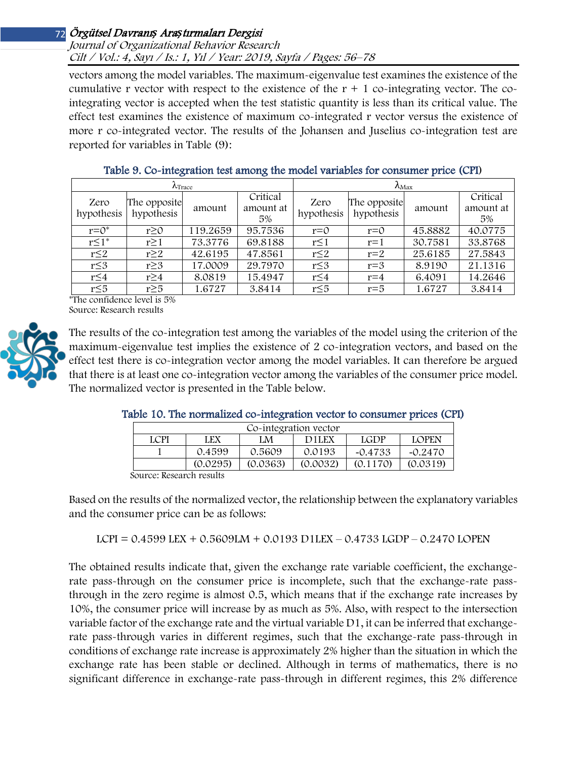vectors among the model variables. The maximum-eigenvalue test examines the existence of the cumulative r vector with respect to the existence of the r + 1 co-integrating vector. The co-integrating vector is accepted when the test statistic quantity is less than its critical value. The effect test examines the existence of maximum co-integrated r vector versus the existence of more r co-integrated vector. The results of the Johansen and Juselius co-integration test are reported for variables in Table (9):

**Table 9. Co-integration test among the model variables for consumer price (CPI)**

| $\lambda_{Trace}$ | | | | $\lambda_{Max}$ | | | |
|---|---|---|---|---|---|---|---|
| Zero hypothesis | The opposite hypothesis | amount | Critical amount at 5% | Zero hypothesis | The opposite hypothesis | amount | Critical amount at 5% |
| $r=0^*$ | $r\geq0$ | 119.2659 | 95.7536 | $r=0$ | $r=0$ | 45.8882 | 40.0775 |
| $r\leq1^*$ | $r\geq1$ | 73.3776 | 69.8188 | $r\leq1$ | $r=1$ | 30.7581 | 33.8768 |
| $r\leq2$ | $r\geq2$ | 42.6195 | 47.8561 | $r\leq2$ | $r=2$ | 25.6185 | 27.5843 |
| $r\leq3$ | $r\geq3$ | 17.0009 | 29.7970 | $r\leq3$ | $r=3$ | 8.9190 | 21.1316 |
| $r\leq4$ | $r\geq4$ | 8.0819 | 15.4947 | $r\leq4$ | $r=4$ | 6.4091 | 14.2646 |
| $r\leq5$ | $r\geq5$ | 1.6727 | 3.8414 | $r\leq5$ | $r=5$ | 1.6727 | 3.8414 |

*The confidence level is 5%
Source: Research results

The results of the co-integration test among the variables of the model using the criterion of the maximum-eigenvalue test implies the existence of 2 co-integration vectors, and based on the effect test there is co-integration vector among the model variables. It can therefore be argued that there is at least one co-integration vector among the variables of the consumer price model. The normalized vector is presented in the Table below.

**Table 10. The normalized co-integration vector to consumer prices (CPI)**

| Co-integration vector | | | | | |
|---|---|---|---|---|---|
| LCPI | LEX | LM | D1LEX | LGDP | LOPEN |
| 1 | 0.4599 | 0.5609 | 0.0193 | -0.4733 | -0.2470 |
| | (0.0295) | (0.0363) | (0.0032) | (0.1170) | (0.0319) |

Source: Research results

Based on the results of the normalized vector, the relationship between the explanatory variables and the consumer price can be as follows:

$$LCPI = 0.4599\ LEX + 0.5609 LM + 0.0193\ D1LEX - 0.4733\ LGDP - 0.2470\ LOPEN$$

The obtained results indicate that, given the exchange rate variable coefficient, the exchange-rate pass-through on the consumer price is incomplete, such that the exchange-rate pass-through in the zero regime is almost 0.5, which means that if the exchange rate increases by 10%, the consumer price will increase by as much as 5%. Also, with respect to the intersection variable factor of the exchange rate and the virtual variable D1, it can be inferred that exchange-rate pass-through varies in different regimes, such that the exchange-rate pass-through in conditions of exchange rate increase is approximately 2% higher than the situation in which the exchange rate has been stable or declined. Although in terms of mathematics, there is no significant difference in exchange-rate pass-through in different regimes, this 2% difference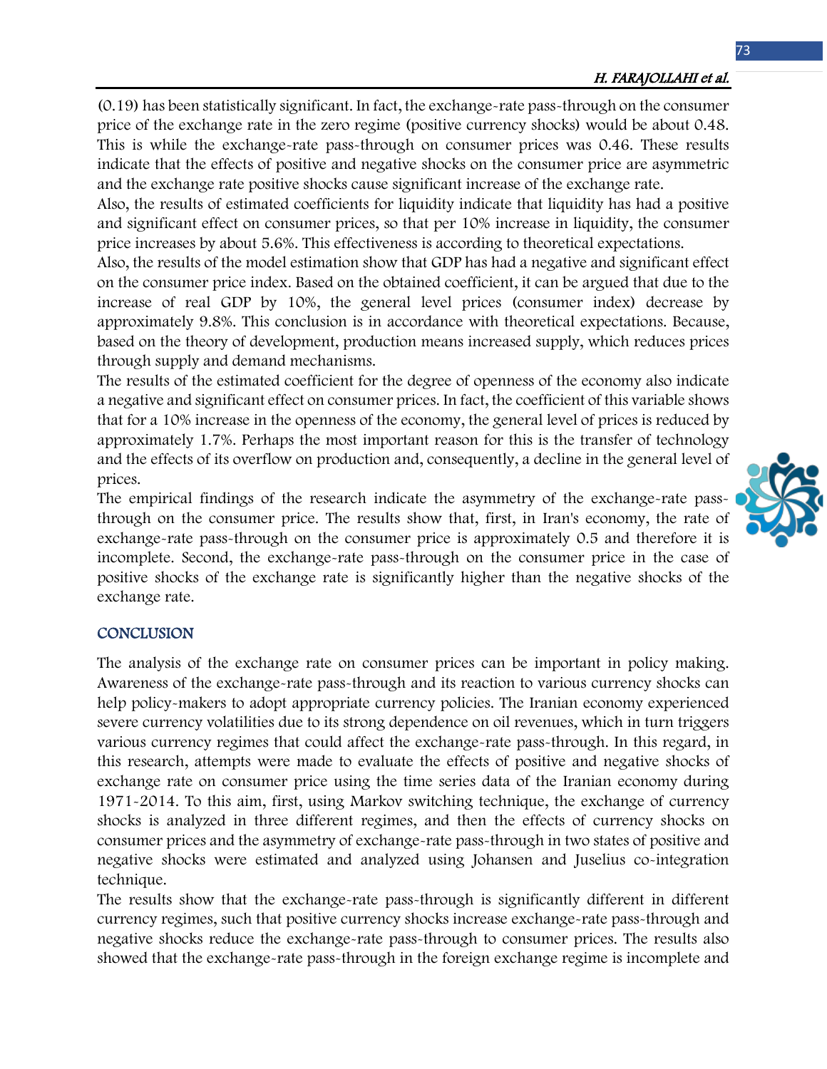(0.19) has been statistically significant. In fact, the exchange-rate pass-through on the consumer price of the exchange rate in the zero regime (positive currency shocks) would be about 0.48. This is while the exchange-rate pass-through on consumer prices was 0.46. These results indicate that the effects of positive and negative shocks on the consumer price are asymmetric and the exchange rate positive shocks cause significant increase of the exchange rate.

Also, the results of estimated coefficients for liquidity indicate that liquidity has had a positive and significant effect on consumer prices, so that per 10% increase in liquidity, the consumer price increases by about 5.6%. This effectiveness is according to theoretical expectations.

Also, the results of the model estimation show that GDP has had a negative and significant effect on the consumer price index. Based on the obtained coefficient, it can be argued that due to the increase of real GDP by 10%, the general level prices (consumer index) decrease by approximately 9.8%. This conclusion is in accordance with theoretical expectations. Because, based on the theory of development, production means increased supply, which reduces prices through supply and demand mechanisms.

The results of the estimated coefficient for the degree of openness of the economy also indicate a negative and significant effect on consumer prices. In fact, the coefficient of this variable shows that for a 10% increase in the openness of the economy, the general level of prices is reduced by approximately 1.7%. Perhaps the most important reason for this is the transfer of technology and the effects of its overflow on production and, consequently, a decline in the general level of prices.

The empirical findings of the research indicate the asymmetry of the exchange-rate pass-through on the consumer price. The results show that, first, in Iran's economy, the rate of exchange-rate pass-through on the consumer price is approximately 0.5 and therefore it is incomplete. Second, the exchange-rate pass-through on the consumer price in the case of positive shocks of the exchange rate is significantly higher than the negative shocks of the exchange rate.

## CONCLUSION

The analysis of the exchange rate on consumer prices can be important in policy making. Awareness of the exchange-rate pass-through and its reaction to various currency shocks can help policy-makers to adopt appropriate currency policies. The Iranian economy experienced severe currency volatilities due to its strong dependence on oil revenues, which in turn triggers various currency regimes that could affect the exchange-rate pass-through. In this regard, in this research, attempts were made to evaluate the effects of positive and negative shocks of exchange rate on consumer price using the time series data of the Iranian economy during 1971-2014. To this aim, first, using Markov switching technique, the exchange of currency shocks is analyzed in three different regimes, and then the effects of currency shocks on consumer prices and the asymmetry of exchange-rate pass-through in two states of positive and negative shocks were estimated and analyzed using Johansen and Juselius co-integration technique.

The results show that the exchange-rate pass-through is significantly different in different currency regimes, such that positive currency shocks increase exchange-rate pass-through and negative shocks reduce the exchange-rate pass-through to consumer prices. The results also showed that the exchange-rate pass-through in the foreign exchange regime is incomplete and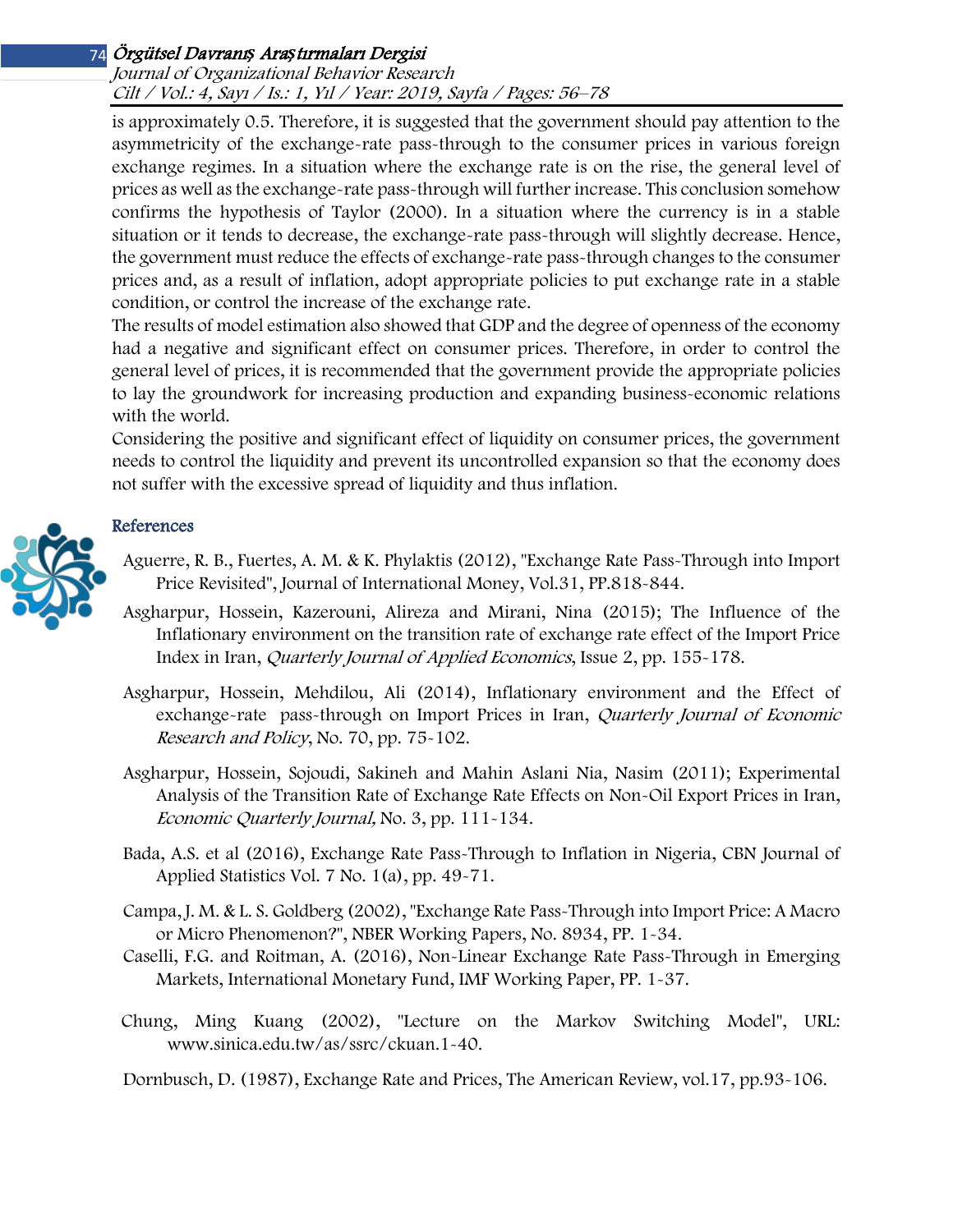is approximately 0.5. Therefore, it is suggested that the government should pay attention to the asymmetricity of the exchange-rate pass-through to the consumer prices in various foreign exchange regimes. In a situation where the exchange rate is on the rise, the general level of prices as well as the exchange-rate pass-through will further increase. This conclusion somehow confirms the hypothesis of Taylor (2000). In a situation where the currency is in a stable situation or it tends to decrease, the exchange-rate pass-through will slightly decrease. Hence, the government must reduce the effects of exchange-rate pass-through changes to the consumer prices and, as a result of inflation, adopt appropriate policies to put exchange rate in a stable condition, or control the increase of the exchange rate.

The results of model estimation also showed that GDP and the degree of openness of the economy had a negative and significant effect on consumer prices. Therefore, in order to control the general level of prices, it is recommended that the government provide the appropriate policies to lay the groundwork for increasing production and expanding business-economic relations with the world.

Considering the positive and significant effect of liquidity on consumer prices, the government needs to control the liquidity and prevent its uncontrolled expansion so that the economy does not suffer with the excessive spread of liquidity and thus inflation.

## References

Aguerre, R. B., Fuertes, A. M. & K. Phylaktis (2012), "Exchange Rate Pass-Through into Import Price Revisited", Journal of International Money, Vol.31, PP.818-844.

Asgharpur, Hossein, Kazerouni, Alireza and Mirani, Nina (2015); The Influence of the Inflationary environment on the transition rate of exchange rate effect of the Import Price Index in Iran, *Quarterly Journal of Applied Economics*, Issue 2, pp. 155-178.

Asgharpur, Hossein, Mehdilou, Ali (2014), Inflationary environment and the Effect of exchange-rate pass-through on Import Prices in Iran, *Quarterly Journal of Economic Research and Policy*, No. 70, pp. 75-102.

Asgharpur, Hossein, Sojoudi, Sakineh and Mahin Aslani Nia, Nasim (2011); Experimental Analysis of the Transition Rate of Exchange Rate Effects on Non-Oil Export Prices in Iran, *Economic Quarterly Journal,* No. 3, pp. 111-134.

Bada, A.S. et al (2016), Exchange Rate Pass-Through to Inflation in Nigeria, CBN Journal of Applied Statistics Vol. 7 No. 1(a), pp. 49-71.

Campa, J. M. & L. S. Goldberg (2002), "Exchange Rate Pass-Through into Import Price: A Macro or Micro Phenomenon?", NBER Working Papers, No. 8934, PP. 1-34.

Caselli, F.G. and Roitman, A. (2016), Non-Linear Exchange Rate Pass-Through in Emerging Markets, International Monetary Fund, IMF Working Paper, PP. 1-37.

Chung, Ming Kuang (2002), "Lecture on the Markov Switching Model", URL: www.sinica.edu.tw/as/ssrc/ckuan.1-40.

Dornbusch, D. (1987), Exchange Rate and Prices, The American Review, vol.17, pp.93-106.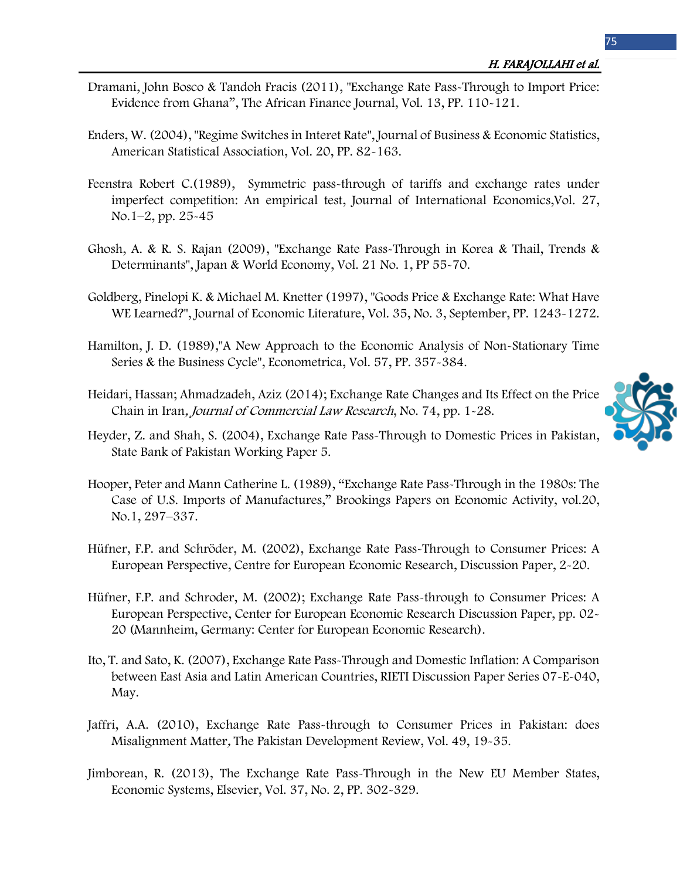Dramani, John Bosco & Tandoh Fracis (2011), "Exchange Rate Pass-Through to Import Price: Evidence from Ghana", The African Finance Journal, Vol. 13, PP. 110-121.

Enders, W. (2004), "Regime Switches in Interet Rate", Journal of Business & Economic Statistics, American Statistical Association, Vol. 20, PP. 82-163.

Feenstra Robert C.(1989), Symmetric pass-through of tariffs and exchange rates under imperfect competition: An empirical test, Journal of International Economics,Vol. 27, No.1–2, pp. 25-45

Ghosh, A. & R. S. Rajan (2009), "Exchange Rate Pass-Through in Korea & Thail, Trends & Determinants", Japan & World Economy, Vol. 21 No. 1, PP 55-70.

Goldberg, Pinelopi K. & Michael M. Knetter (1997), "Goods Price & Exchange Rate: What Have WE Learned?", Journal of Economic Literature, Vol. 35, No. 3, September, PP. 1243-1272.

Hamilton, J. D. (1989),"A New Approach to the Economic Analysis of Non-Stationary Time Series & the Business Cycle", Econometrica, Vol. 57, PP. 357-384.

Heidari, Hassan; Ahmadzadeh, Aziz (2014); Exchange Rate Changes and Its Effect on the Price Chain in Iran*, Journal of Commercial Law Research*, No. 74, pp. 1-28.

Heyder, Z. and Shah, S. (2004), Exchange Rate Pass-Through to Domestic Prices in Pakistan, State Bank of Pakistan Working Paper 5.

Hooper, Peter and Mann Catherine L. (1989), "Exchange Rate Pass-Through in the 1980s: The Case of U.S. Imports of Manufactures," Brookings Papers on Economic Activity, vol.20, No.1, 297–337.

Hüfner, F.P. and Schröder, M. (2002), Exchange Rate Pass-Through to Consumer Prices: A European Perspective, Centre for European Economic Research, Discussion Paper, 2-20.

Hüfner, F.P. and Schroder, M. (2002); Exchange Rate Pass-through to Consumer Prices: A European Perspective, Center for European Economic Research Discussion Paper, pp. 02-20 (Mannheim, Germany: Center for European Economic Research).

Ito, T. and Sato, K. (2007), Exchange Rate Pass-Through and Domestic Inflation: A Comparison between East Asia and Latin American Countries, RIETI Discussion Paper Series 07-E-040, May.

Jaffri, A.A. (2010), Exchange Rate Pass-through to Consumer Prices in Pakistan: does Misalignment Matter*,* The Pakistan Development Review, Vol. 49, 19-35.

Jimborean, R. (2013), The Exchange Rate Pass-Through in the New EU Member States, Economic Systems, Elsevier, Vol. 37, No. 2, PP. 302-329.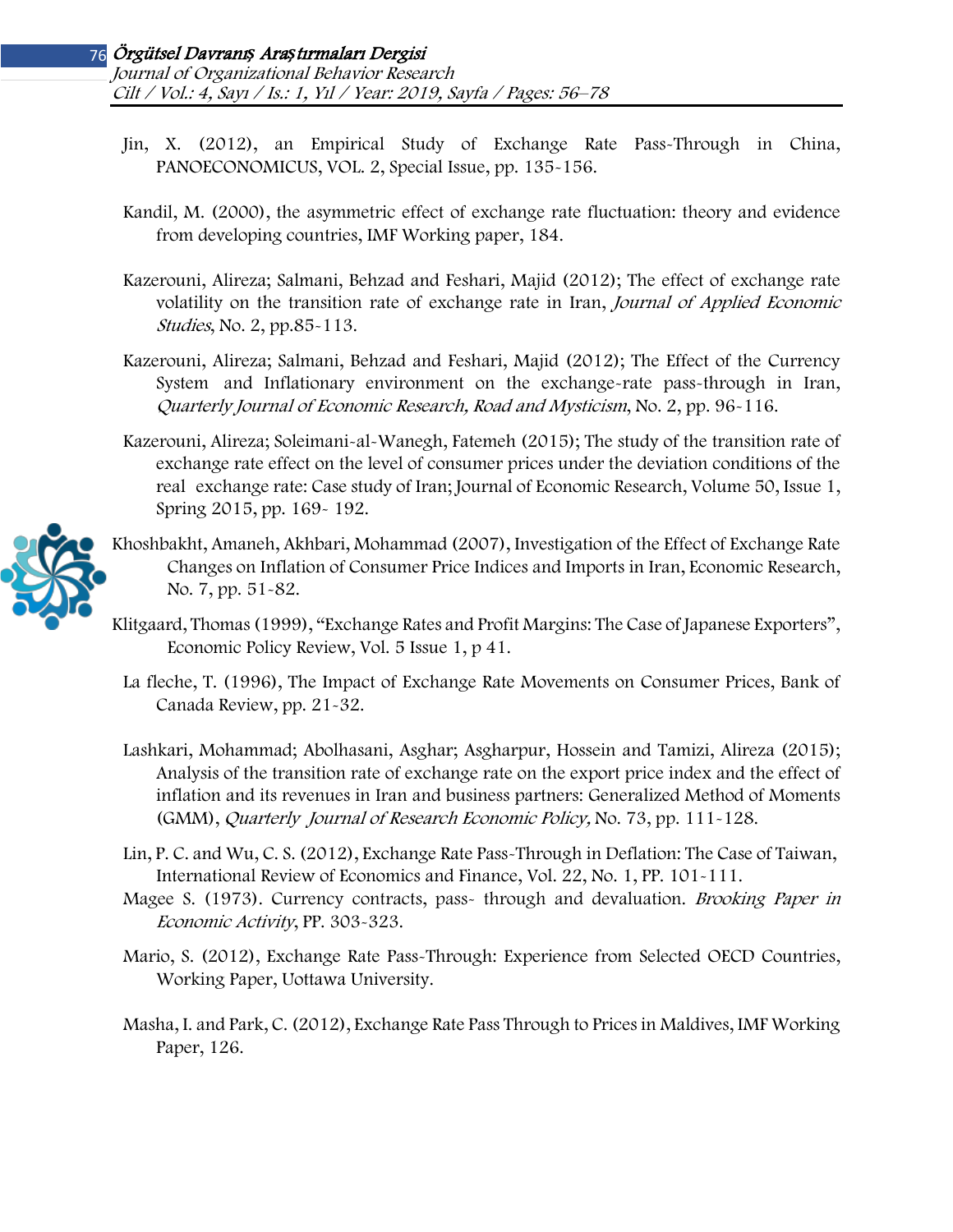Jin, X. (2012), an Empirical Study of Exchange Rate Pass-Through in China, PANOECONOMICUS, VOL. 2, Special Issue, pp. 135-156.

Kandil, M. (2000), the asymmetric effect of exchange rate fluctuation: theory and evidence from developing countries, IMF Working paper, 184.

Kazerouni, Alireza; Salmani, Behzad and Feshari, Majid (2012); The effect of exchange rate volatility on the transition rate of exchange rate in Iran, *Journal of Applied Economic Studies*, No. 2, pp.85-113.

Kazerouni, Alireza; Salmani, Behzad and Feshari, Majid (2012); The Effect of the Currency System and Inflationary environment on the exchange-rate pass-through in Iran, *Quarterly Journal of Economic Research, Road and Mysticism*, No. 2, pp. 96-116.

Kazerouni, Alireza; Soleimani-al-Wanegh, Fatemeh (2015); The study of the transition rate of exchange rate effect on the level of consumer prices under the deviation conditions of the real exchange rate: Case study of Iran; Journal of Economic Research, Volume 50, Issue 1, Spring 2015, pp. 169- 192.

Khoshbakht, Amaneh, Akhbari, Mohammad (2007), Investigation of the Effect of Exchange Rate Changes on Inflation of Consumer Price Indices and Imports in Iran, Economic Research, No. 7, pp. 51-82.

Klitgaard, Thomas (1999), "Exchange Rates and Profit Margins: The Case of Japanese Exporters", Economic Policy Review, Vol. 5 Issue 1, p 41.

La fleche, T. (1996), The Impact of Exchange Rate Movements on Consumer Prices, Bank of Canada Review, pp. 21-32.

Lashkari, Mohammad; Abolhasani, Asghar; Asgharpur, Hossein and Tamizi, Alireza (2015); Analysis of the transition rate of exchange rate on the export price index and the effect of inflation and its revenues in Iran and business partners: Generalized Method of Moments (GMM), *Quarterly Journal of Research Economic Policy,* No. 73, pp. 111-128.

Lin, P. C. and Wu, C. S. (2012), Exchange Rate Pass-Through in Deflation: The Case of Taiwan, International Review of Economics and Finance, Vol. 22, No. 1, PP. 101-111.

Magee S. (1973). Currency contracts, pass- through and devaluation. *Brooking Paper in Economic Activity*, PP. 303-323.

Mario, S. (2012), Exchange Rate Pass-Through: Experience from Selected OECD Countries, Working Paper, Uottawa University.

Masha, I. and Park, C. (2012), Exchange Rate Pass Through to Prices in Maldives, IMF Working Paper, 126.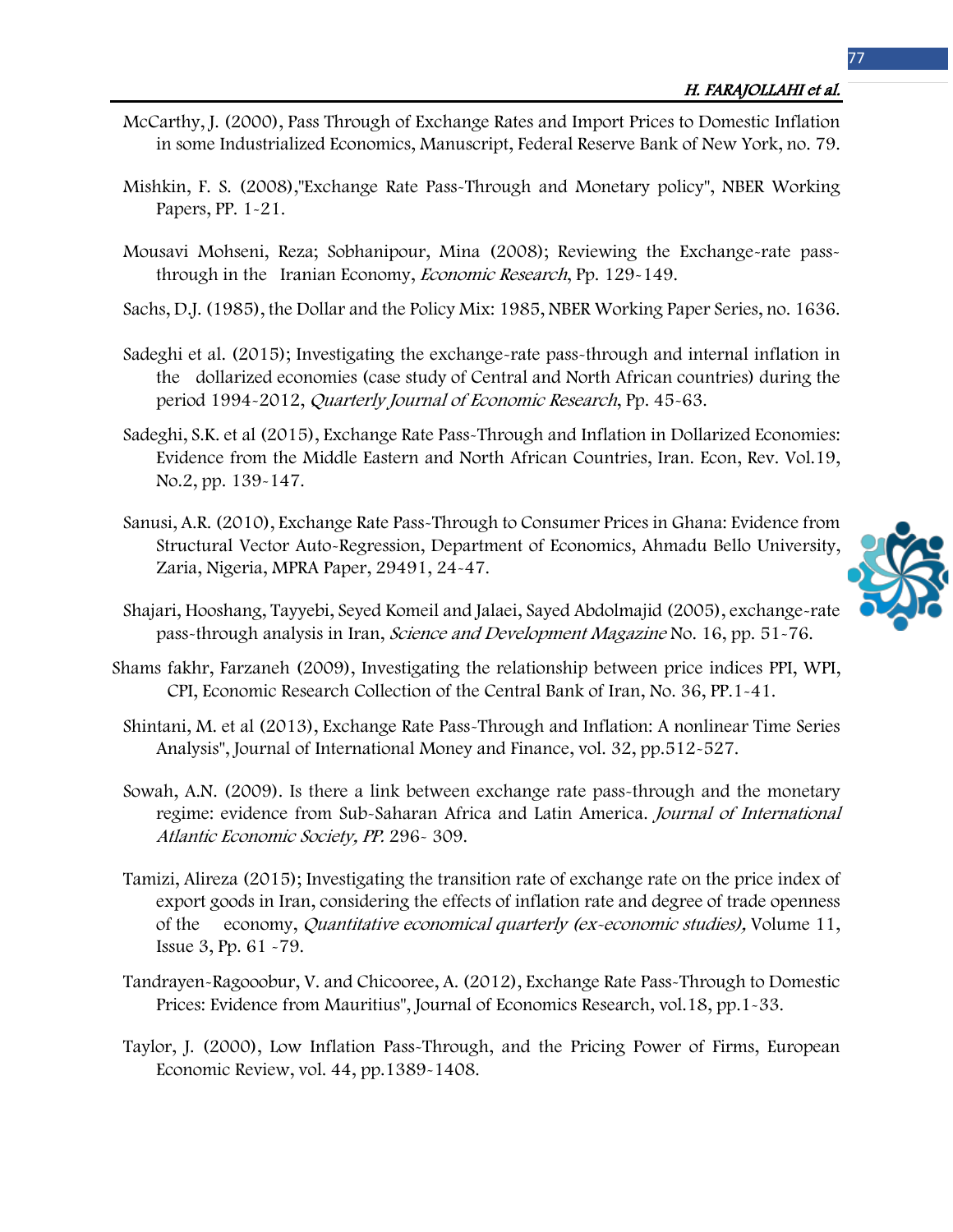McCarthy, J. (2000), Pass Through of Exchange Rates and Import Prices to Domestic Inflation in some Industrialized Economics, Manuscript, Federal Reserve Bank of New York, no. 79.

Mishkin, F. S. (2008),"Exchange Rate Pass-Through and Monetary policy", NBER Working Papers, PP. 1-21.

Mousavi Mohseni, Reza; Sobhanipour, Mina (2008); Reviewing the Exchange-rate pass-through in the Iranian Economy, *Economic Research*, Pp. 129-149.

Sachs, D.J. (1985), the Dollar and the Policy Mix: 1985, NBER Working Paper Series, no. 1636.

Sadeghi et al. (2015); Investigating the exchange-rate pass-through and internal inflation in the dollarized economies (case study of Central and North African countries) during the period 1994-2012, *Quarterly Journal of Economic Research*, Pp. 45-63.

Sadeghi, S.K. et al (2015), Exchange Rate Pass-Through and Inflation in Dollarized Economies: Evidence from the Middle Eastern and North African Countries, Iran. Econ, Rev. Vol.19, No.2, pp. 139-147.

Sanusi, A.R. (2010), Exchange Rate Pass-Through to Consumer Prices in Ghana: Evidence from Structural Vector Auto-Regression, Department of Economics, Ahmadu Bello University, Zaria, Nigeria, MPRA Paper, 29491, 24-47.

Shajari, Hooshang, Tayyebi, Seyed Komeil and Jalaei, Sayed Abdolmajid (2005), exchange-rate pass-through analysis in Iran, *Science and Development Magazine* No. 16, pp. 51-76.

Shams fakhr, Farzaneh (2009), Investigating the relationship between price indices PPI, WPI, CPI, Economic Research Collection of the Central Bank of Iran, No. 36, PP.1-41.

Shintani, M. et al (2013), Exchange Rate Pass-Through and Inflation: A nonlinear Time Series Analysis", Journal of International Money and Finance, vol. 32, pp.512-527.

Sowah, A.N. (2009). Is there a link between exchange rate pass-through and the monetary regime: evidence from Sub-Saharan Africa and Latin America. *Journal of International Atlantic Economic Society, PP.* 296- 309.

Tamizi, Alireza (2015); Investigating the transition rate of exchange rate on the price index of export goods in Iran, considering the effects of inflation rate and degree of trade openness of the economy, *Quantitative economical quarterly (ex-economic studies),* Volume 11, Issue 3, Pp. 61 -79.

Tandrayen-Ragooobur, V. and Chicooree, A. (2012), Exchange Rate Pass-Through to Domestic Prices: Evidence from Mauritius", Journal of Economics Research, vol.18, pp.1-33.

Taylor, J. (2000), Low Inflation Pass-Through, and the Pricing Power of Firms, European Economic Review, vol. 44, pp.1389-1408.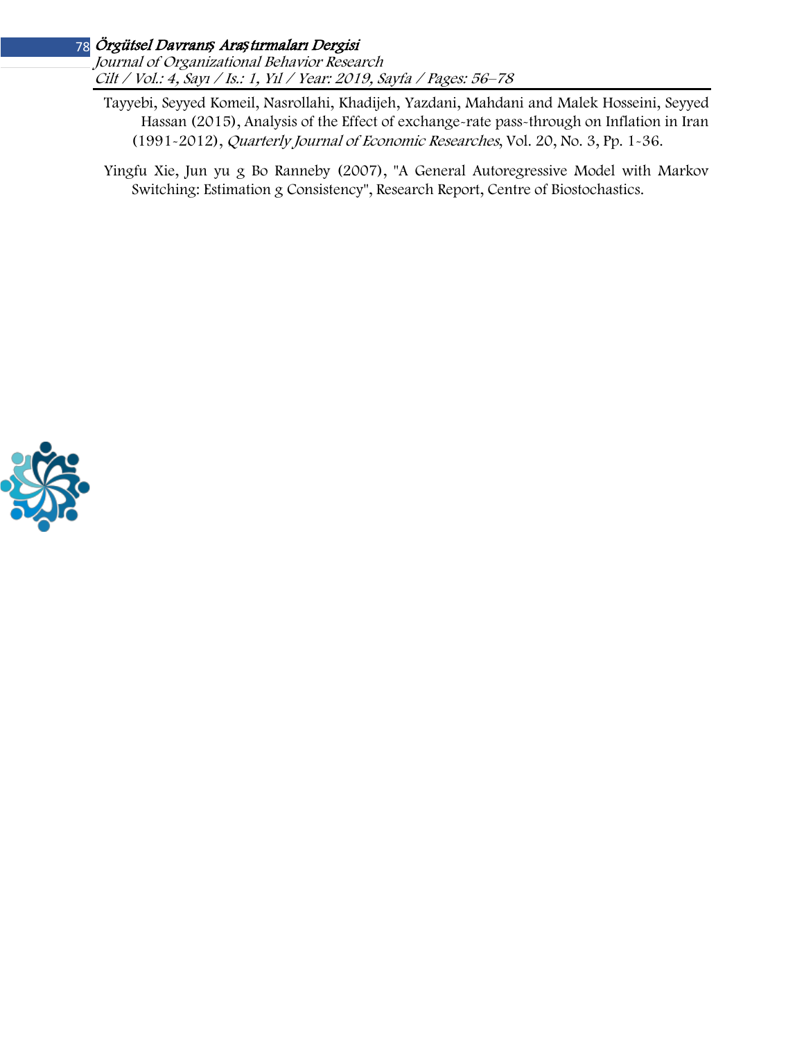Tayyebi, Seyyed Komeil, Nasrollahi, Khadijeh, Yazdani, Mahdani and Malek Hosseini, Seyyed Hassan (2015), Analysis of the Effect of exchange-rate pass-through on Inflation in Iran (1991-2012), *Quarterly Journal of Economic Researches*, Vol. 20, No. 3, Pp. 1-36.

Yingfu Xie, Jun yu g Bo Ranneby (2007), "A General Autoregressive Model with Markov Switching: Estimation g Consistency", Research Report, Centre of Biostochastics.